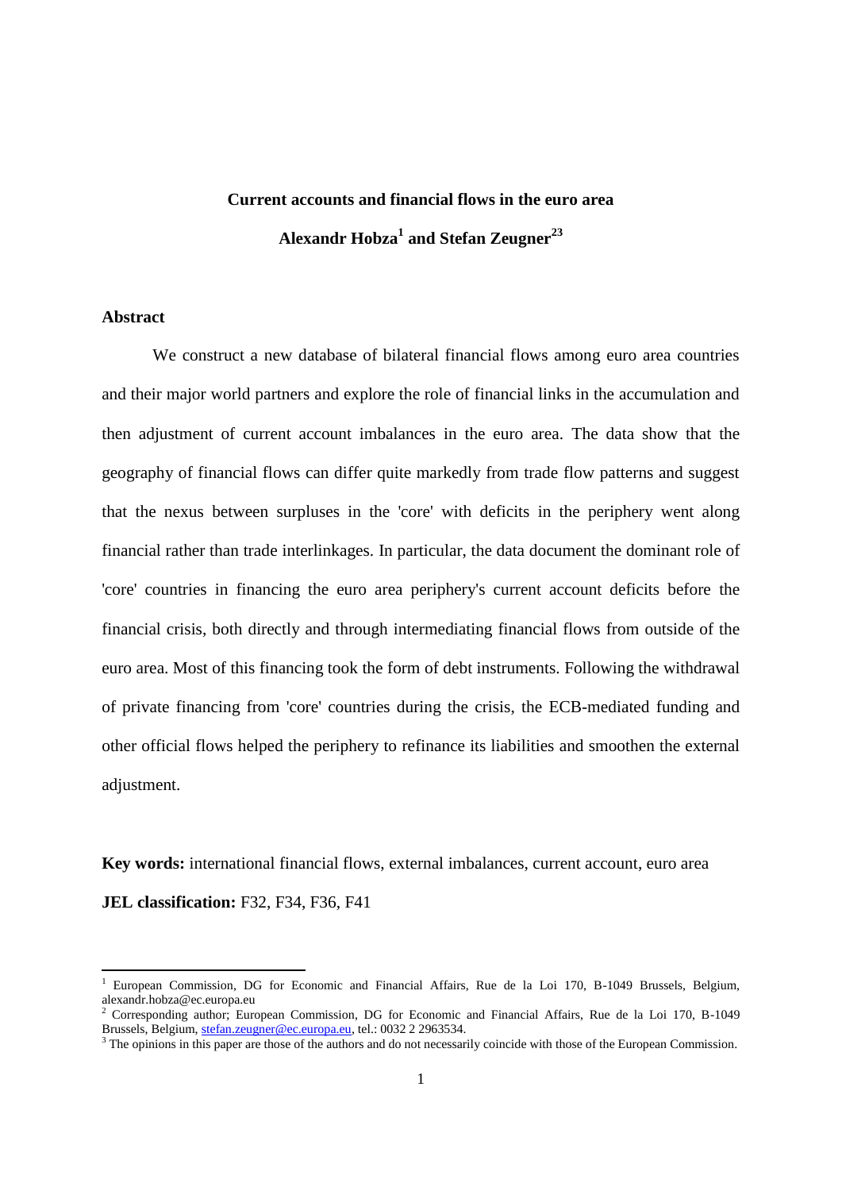# Current accounts and financial flows in the euro area

**Alexandr Hobza[1] and Stefan Zeugner[2][3]**

## Abstract

We construct a new database of bilateral financial flows among euro area countries and their major world partners and explore the role of financial links in the accumulation and then adjustment of current account imbalances in the euro area. The data show that the geography of financial flows can differ quite markedly from trade flow patterns and suggest that the nexus between surpluses in the 'core' with deficits in the periphery went along financial rather than trade interlinkages. In particular, the data document the dominant role of 'core' countries in financing the euro area periphery's current account deficits before the financial crisis, both directly and through intermediating financial flows from outside of the euro area. Most of this financing took the form of debt instruments. Following the withdrawal of private financing from 'core' countries during the crisis, the ECB-mediated funding and other official flows helped the periphery to refinance its liabilities and smoothen the external adjustment.

**Key words:** international financial flows, external imbalances, current account, euro area

**JEL classification:** F32, F34, F36, F41

---

[1] European Commission, DG for Economic and Financial Affairs, Rue de la Loi 170, B-1049 Brussels, Belgium, alexandr.hobza@ec.europa.eu

[2] Corresponding author; European Commission, DG for Economic and Financial Affairs, Rue de la Loi 170, B-1049 Brussels, Belgium, stefan.zeugner@ec.europa.eu, tel.: 0032 2 2963534.

[3] The opinions in this paper are those of the authors and do not necessarily coincide with those of the European Commission.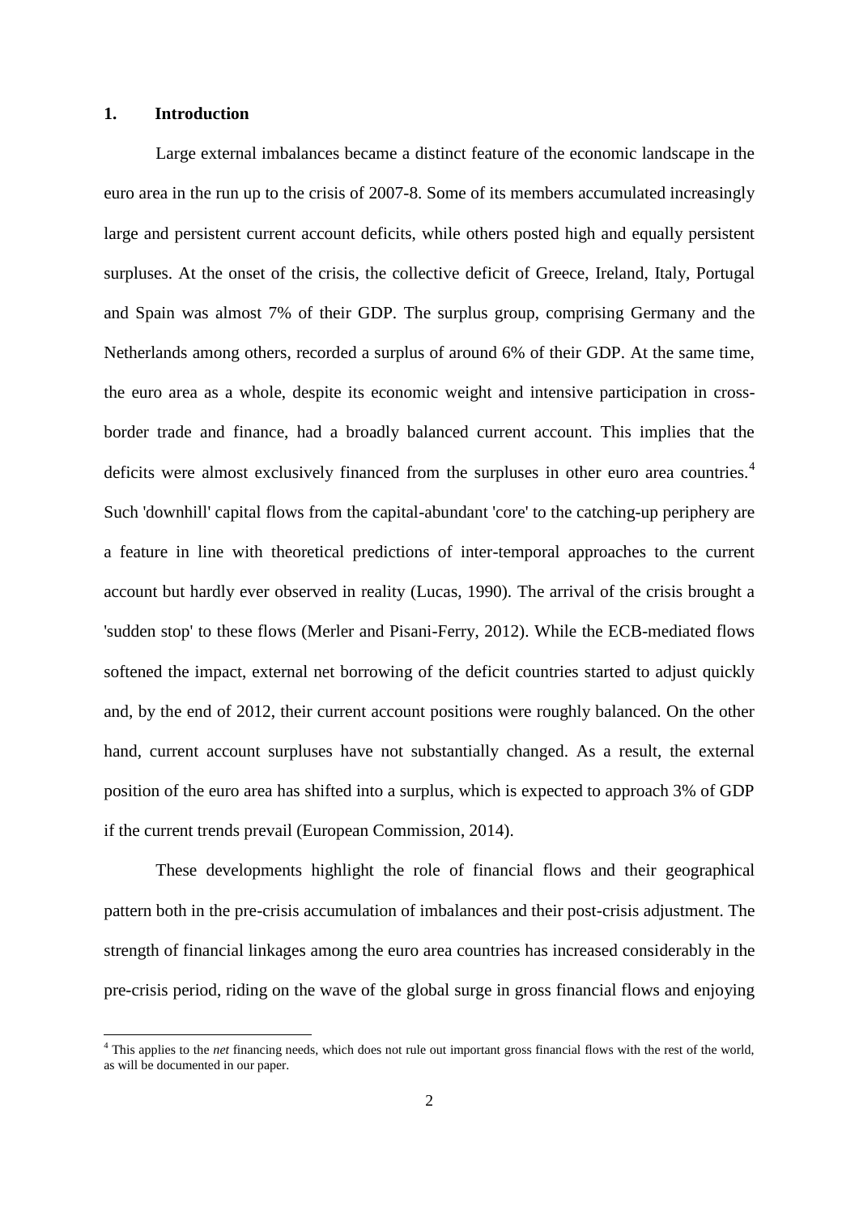## 1. Introduction

Large external imbalances became a distinct feature of the economic landscape in the euro area in the run up to the crisis of 2007-8. Some of its members accumulated increasingly large and persistent current account deficits, while others posted high and equally persistent surpluses. At the onset of the crisis, the collective deficit of Greece, Ireland, Italy, Portugal and Spain was almost 7% of their GDP. The surplus group, comprising Germany and the Netherlands among others, recorded a surplus of around 6% of their GDP. At the same time, the euro area as a whole, despite its economic weight and intensive participation in cross-border trade and finance, had a broadly balanced current account. This implies that the deficits were almost exclusively financed from the surpluses in other euro area countries.[4] Such 'downhill' capital flows from the capital-abundant 'core' to the catching-up periphery are a feature in line with theoretical predictions of inter-temporal approaches to the current account but hardly ever observed in reality (Lucas, 1990). The arrival of the crisis brought a 'sudden stop' to these flows (Merler and Pisani-Ferry, 2012). While the ECB-mediated flows softened the impact, external net borrowing of the deficit countries started to adjust quickly and, by the end of 2012, their current account positions were roughly balanced. On the other hand, current account surpluses have not substantially changed. As a result, the external position of the euro area has shifted into a surplus, which is expected to approach 3% of GDP if the current trends prevail (European Commission, 2014).

These developments highlight the role of financial flows and their geographical pattern both in the pre-crisis accumulation of imbalances and their post-crisis adjustment. The strength of financial linkages among the euro area countries has increased considerably in the pre-crisis period, riding on the wave of the global surge in gross financial flows and enjoying

[4] This applies to the *net* financing needs, which does not rule out important gross financial flows with the rest of the world, as will be documented in our paper.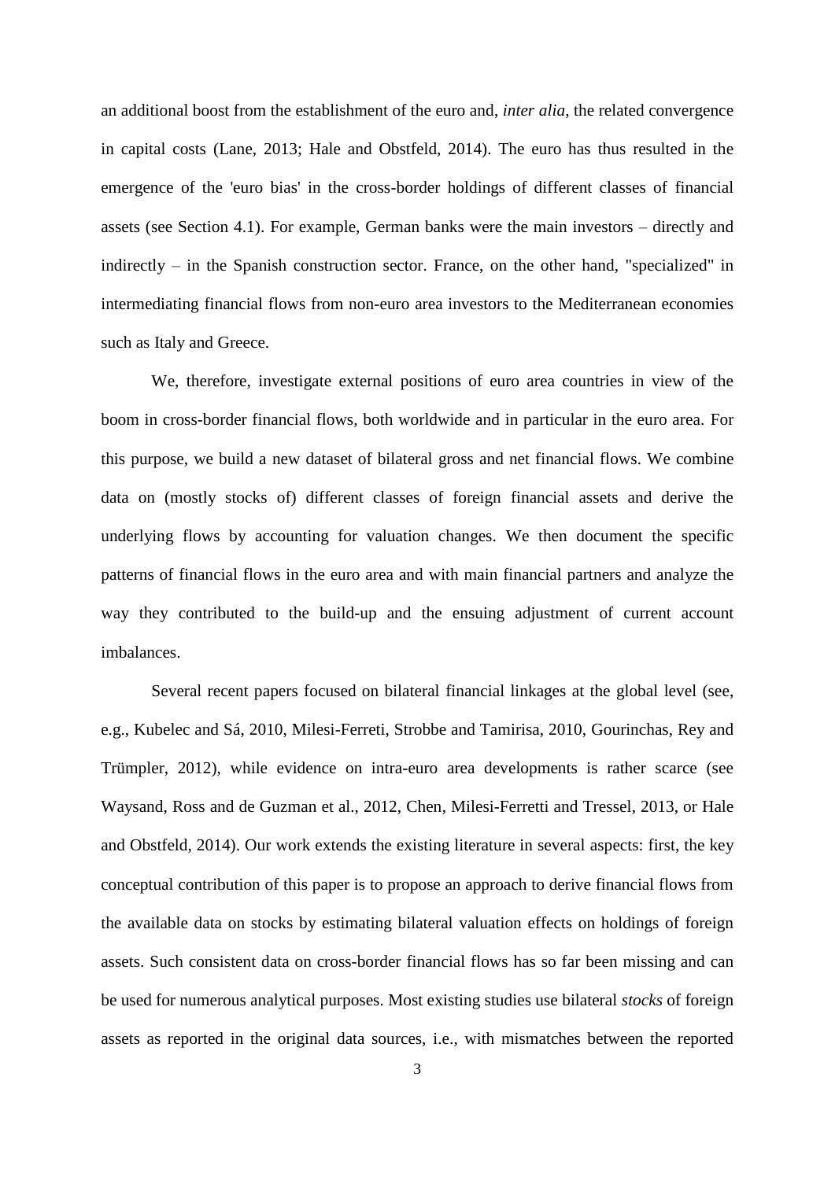an additional boost from the establishment of the euro and, *inter alia*, the related convergence in capital costs (Lane, 2013; Hale and Obstfeld, 2014). The euro has thus resulted in the emergence of the 'euro bias' in the cross-border holdings of different classes of financial assets (see Section 4.1). For example, German banks were the main investors – directly and indirectly – in the Spanish construction sector. France, on the other hand, "specialized" in intermediating financial flows from non-euro area investors to the Mediterranean economies such as Italy and Greece.

We, therefore, investigate external positions of euro area countries in view of the boom in cross-border financial flows, both worldwide and in particular in the euro area. For this purpose, we build a new dataset of bilateral gross and net financial flows. We combine data on (mostly stocks of) different classes of foreign financial assets and derive the underlying flows by accounting for valuation changes. We then document the specific patterns of financial flows in the euro area and with main financial partners and analyze the way they contributed to the build-up and the ensuing adjustment of current account imbalances.

Several recent papers focused on bilateral financial linkages at the global level (see, e.g., Kubelec and Sá, 2010, Milesi-Ferreti, Strobbe and Tamirisa, 2010, Gourinchas, Rey and Trümpler, 2012), while evidence on intra-euro area developments is rather scarce (see Waysand, Ross and de Guzman et al., 2012, Chen, Milesi-Ferretti and Tressel, 2013, or Hale and Obstfeld, 2014). Our work extends the existing literature in several aspects: first, the key conceptual contribution of this paper is to propose an approach to derive financial flows from the available data on stocks by estimating bilateral valuation effects on holdings of foreign assets. Such consistent data on cross-border financial flows has so far been missing and can be used for numerous analytical purposes. Most existing studies use bilateral *stocks* of foreign assets as reported in the original data sources, i.e., with mismatches between the reported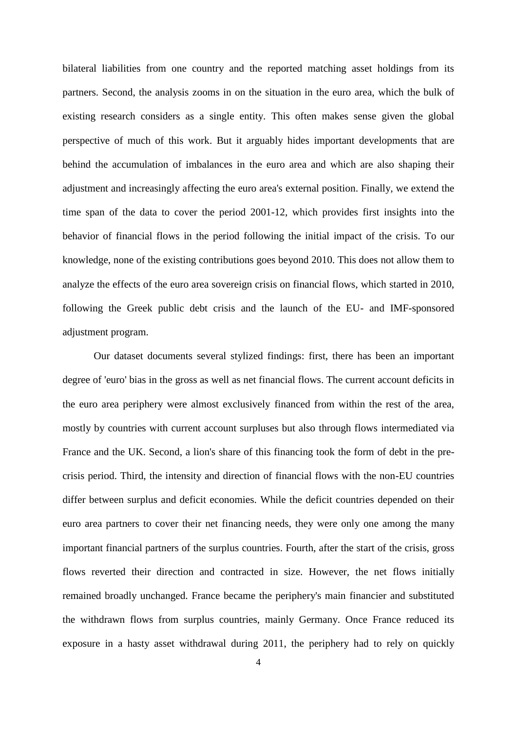bilateral liabilities from one country and the reported matching asset holdings from its partners. Second, the analysis zooms in on the situation in the euro area, which the bulk of existing research considers as a single entity. This often makes sense given the global perspective of much of this work. But it arguably hides important developments that are behind the accumulation of imbalances in the euro area and which are also shaping their adjustment and increasingly affecting the euro area's external position. Finally, we extend the time span of the data to cover the period 2001-12, which provides first insights into the behavior of financial flows in the period following the initial impact of the crisis. To our knowledge, none of the existing contributions goes beyond 2010. This does not allow them to analyze the effects of the euro area sovereign crisis on financial flows, which started in 2010, following the Greek public debt crisis and the launch of the EU- and IMF-sponsored adjustment program.

Our dataset documents several stylized findings: first, there has been an important degree of 'euro' bias in the gross as well as net financial flows. The current account deficits in the euro area periphery were almost exclusively financed from within the rest of the area, mostly by countries with current account surpluses but also through flows intermediated via France and the UK. Second, a lion's share of this financing took the form of debt in the pre-crisis period. Third, the intensity and direction of financial flows with the non-EU countries differ between surplus and deficit economies. While the deficit countries depended on their euro area partners to cover their net financing needs, they were only one among the many important financial partners of the surplus countries. Fourth, after the start of the crisis, gross flows reverted their direction and contracted in size. However, the net flows initially remained broadly unchanged. France became the periphery's main financier and substituted the withdrawn flows from surplus countries, mainly Germany. Once France reduced its exposure in a hasty asset withdrawal during 2011, the periphery had to rely on quickly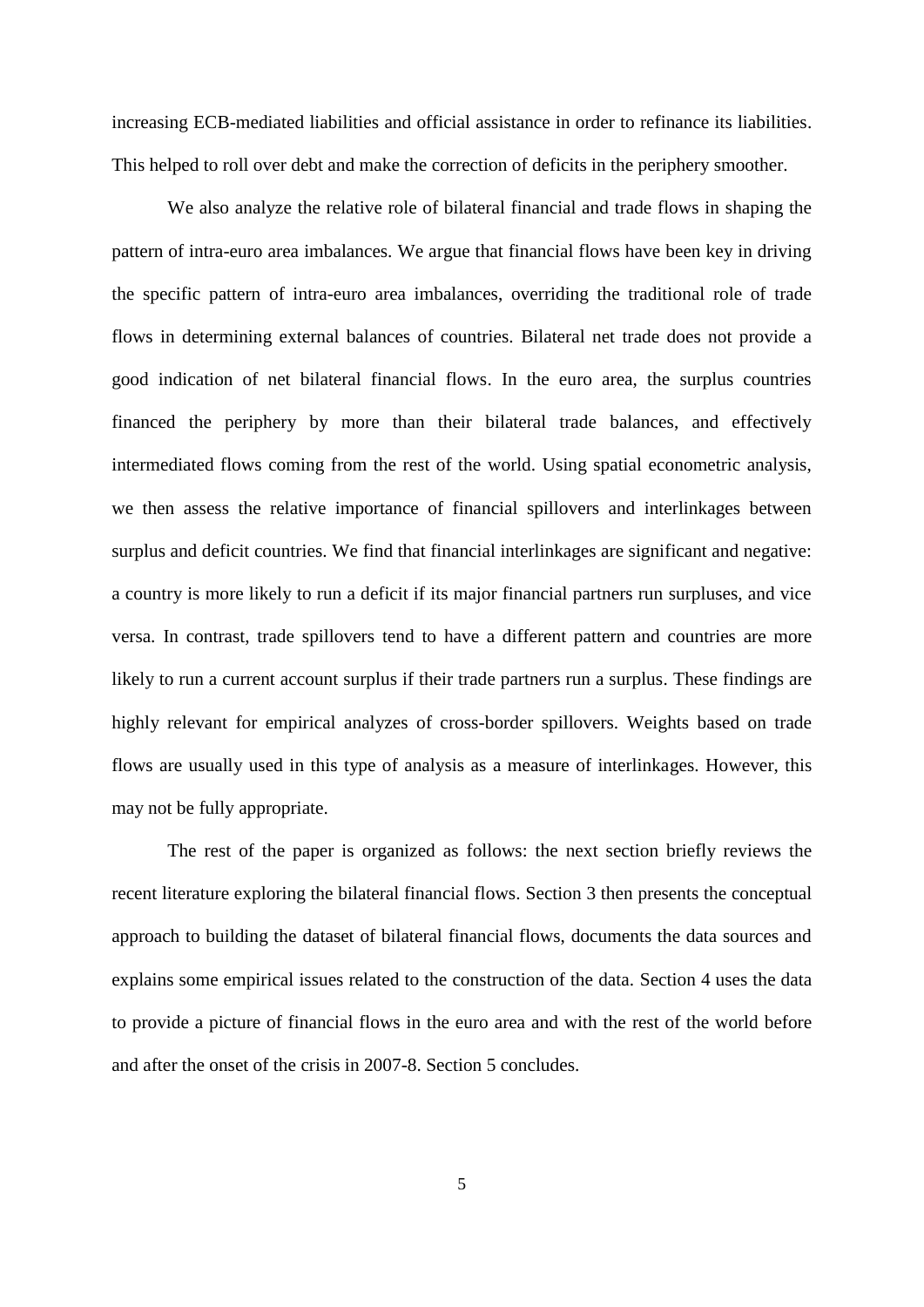increasing ECB-mediated liabilities and official assistance in order to refinance its liabilities. This helped to roll over debt and make the correction of deficits in the periphery smoother.

We also analyze the relative role of bilateral financial and trade flows in shaping the pattern of intra-euro area imbalances. We argue that financial flows have been key in driving the specific pattern of intra-euro area imbalances, overriding the traditional role of trade flows in determining external balances of countries. Bilateral net trade does not provide a good indication of net bilateral financial flows. In the euro area, the surplus countries financed the periphery by more than their bilateral trade balances, and effectively intermediated flows coming from the rest of the world. Using spatial econometric analysis, we then assess the relative importance of financial spillovers and interlinkages between surplus and deficit countries. We find that financial interlinkages are significant and negative: a country is more likely to run a deficit if its major financial partners run surpluses, and vice versa. In contrast, trade spillovers tend to have a different pattern and countries are more likely to run a current account surplus if their trade partners run a surplus. These findings are highly relevant for empirical analyzes of cross-border spillovers. Weights based on trade flows are usually used in this type of analysis as a measure of interlinkages. However, this may not be fully appropriate.

The rest of the paper is organized as follows: the next section briefly reviews the recent literature exploring the bilateral financial flows. Section 3 then presents the conceptual approach to building the dataset of bilateral financial flows, documents the data sources and explains some empirical issues related to the construction of the data. Section 4 uses the data to provide a picture of financial flows in the euro area and with the rest of the world before and after the onset of the crisis in 2007-8. Section 5 concludes.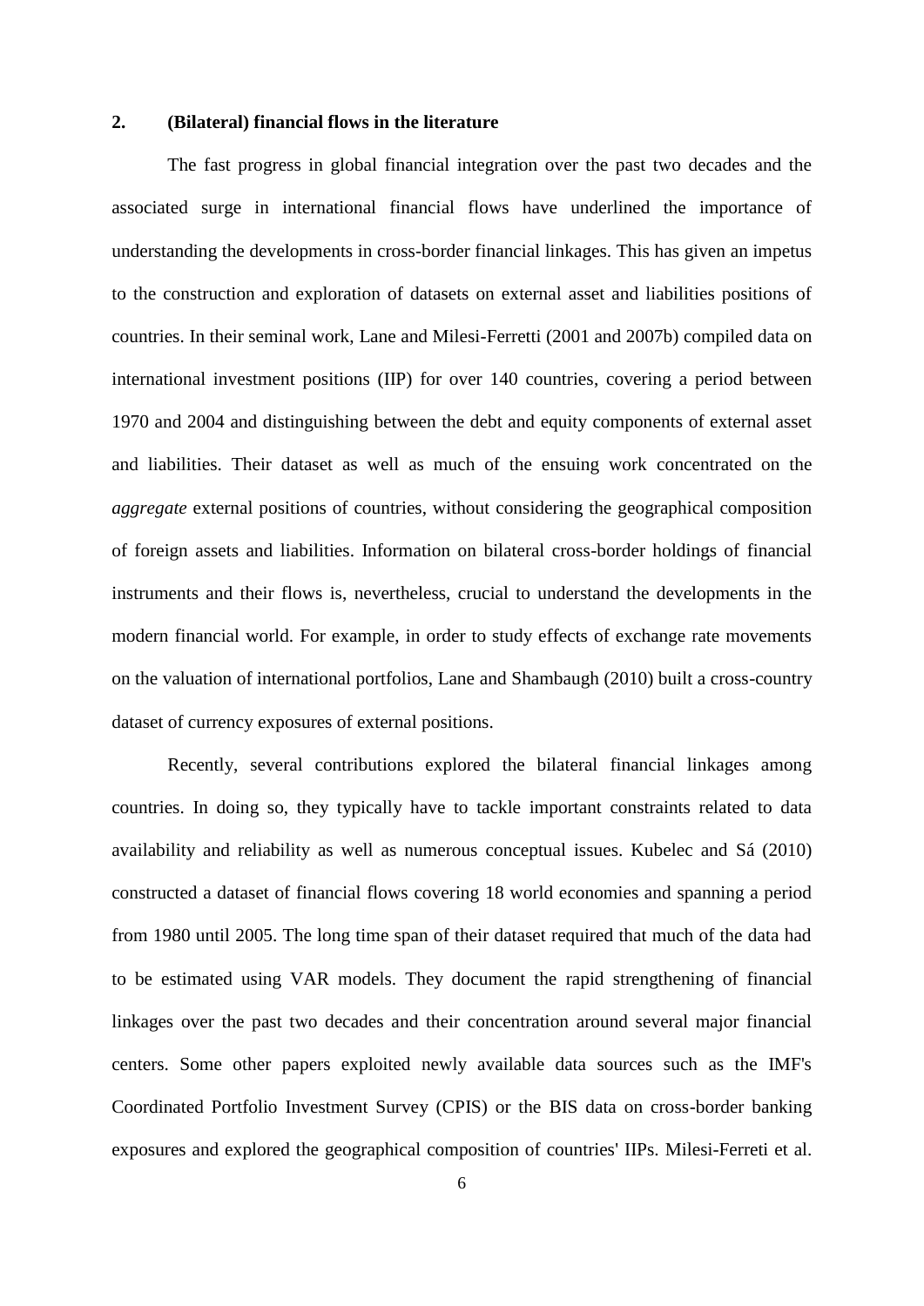## 2. (Bilateral) financial flows in the literature

The fast progress in global financial integration over the past two decades and the associated surge in international financial flows have underlined the importance of understanding the developments in cross-border financial linkages. This has given an impetus to the construction and exploration of datasets on external asset and liabilities positions of countries. In their seminal work, Lane and Milesi-Ferretti (2001 and 2007b) compiled data on international investment positions (IIP) for over 140 countries, covering a period between 1970 and 2004 and distinguishing between the debt and equity components of external asset and liabilities. Their dataset as well as much of the ensuing work concentrated on the *aggregate* external positions of countries, without considering the geographical composition of foreign assets and liabilities. Information on bilateral cross-border holdings of financial instruments and their flows is, nevertheless, crucial to understand the developments in the modern financial world. For example, in order to study effects of exchange rate movements on the valuation of international portfolios, Lane and Shambaugh (2010) built a cross-country dataset of currency exposures of external positions.

Recently, several contributions explored the bilateral financial linkages among countries. In doing so, they typically have to tackle important constraints related to data availability and reliability as well as numerous conceptual issues. Kubelec and Sá (2010) constructed a dataset of financial flows covering 18 world economies and spanning a period from 1980 until 2005. The long time span of their dataset required that much of the data had to be estimated using VAR models. They document the rapid strengthening of financial linkages over the past two decades and their concentration around several major financial centers. Some other papers exploited newly available data sources such as the IMF's Coordinated Portfolio Investment Survey (CPIS) or the BIS data on cross-border banking exposures and explored the geographical composition of countries' IIPs. Milesi-Ferreti et al.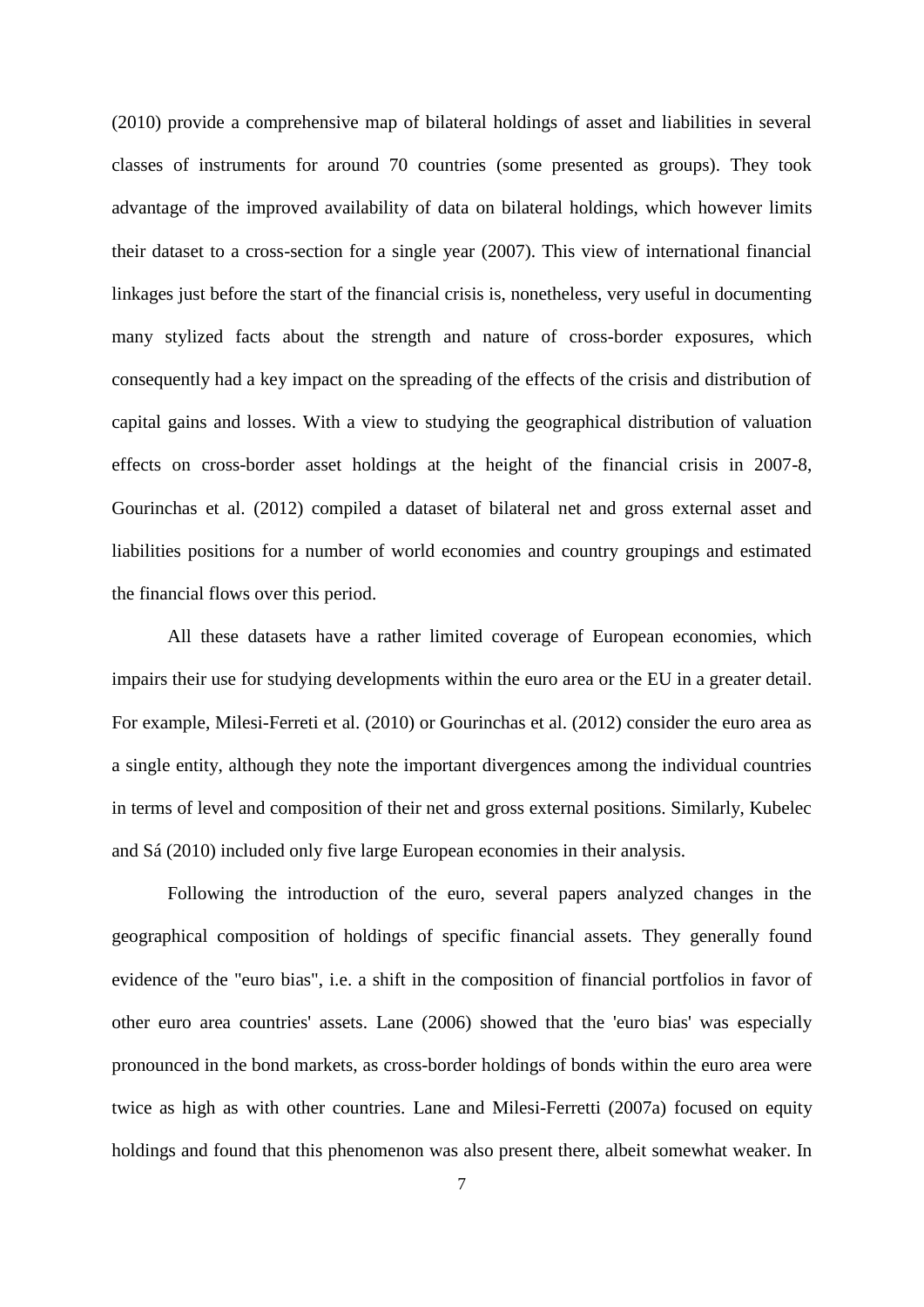(2010) provide a comprehensive map of bilateral holdings of asset and liabilities in several classes of instruments for around 70 countries (some presented as groups). They took advantage of the improved availability of data on bilateral holdings, which however limits their dataset to a cross-section for a single year (2007). This view of international financial linkages just before the start of the financial crisis is, nonetheless, very useful in documenting many stylized facts about the strength and nature of cross-border exposures, which consequently had a key impact on the spreading of the effects of the crisis and distribution of capital gains and losses. With a view to studying the geographical distribution of valuation effects on cross-border asset holdings at the height of the financial crisis in 2007-8, Gourinchas et al. (2012) compiled a dataset of bilateral net and gross external asset and liabilities positions for a number of world economies and country groupings and estimated the financial flows over this period.

All these datasets have a rather limited coverage of European economies, which impairs their use for studying developments within the euro area or the EU in a greater detail. For example, Milesi-Ferreti et al. (2010) or Gourinchas et al. (2012) consider the euro area as a single entity, although they note the important divergences among the individual countries in terms of level and composition of their net and gross external positions. Similarly, Kubelec and Sá (2010) included only five large European economies in their analysis.

Following the introduction of the euro, several papers analyzed changes in the geographical composition of holdings of specific financial assets. They generally found evidence of the "euro bias", i.e. a shift in the composition of financial portfolios in favor of other euro area countries' assets. Lane (2006) showed that the 'euro bias' was especially pronounced in the bond markets, as cross-border holdings of bonds within the euro area were twice as high as with other countries. Lane and Milesi-Ferretti (2007a) focused on equity holdings and found that this phenomenon was also present there, albeit somewhat weaker. In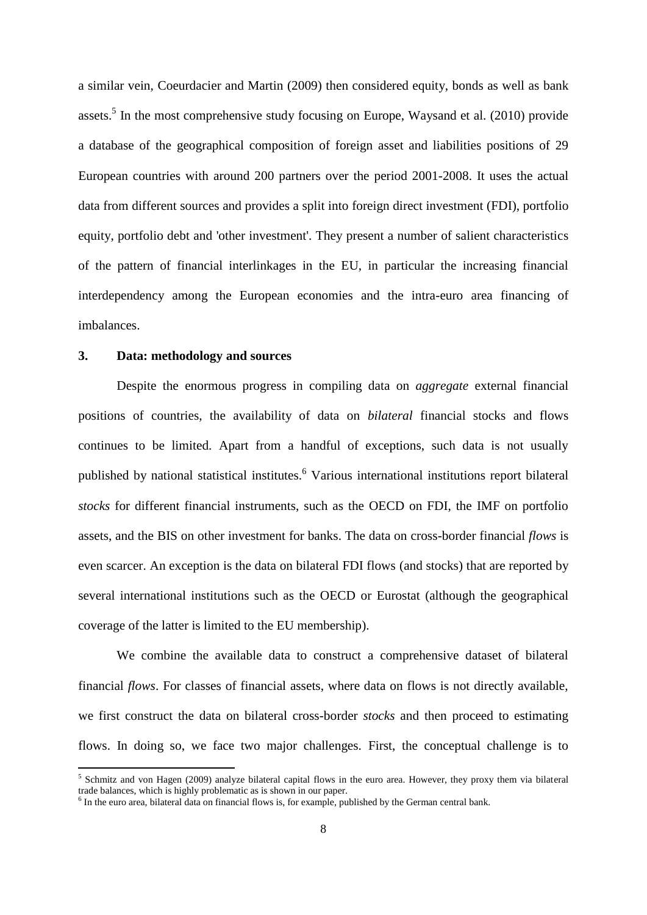a similar vein, Coeurdacier and Martin (2009) then considered equity, bonds as well as bank assets.[5] In the most comprehensive study focusing on Europe, Waysand et al. (2010) provide a database of the geographical composition of foreign asset and liabilities positions of 29 European countries with around 200 partners over the period 2001-2008. It uses the actual data from different sources and provides a split into foreign direct investment (FDI), portfolio equity, portfolio debt and 'other investment'. They present a number of salient characteristics of the pattern of financial interlinkages in the EU, in particular the increasing financial interdependency among the European economies and the intra-euro area financing of imbalances.

## 3. Data: methodology and sources

Despite the enormous progress in compiling data on *aggregate* external financial positions of countries, the availability of data on *bilateral* financial stocks and flows continues to be limited. Apart from a handful of exceptions, such data is not usually published by national statistical institutes.[6] Various international institutions report bilateral *stocks* for different financial instruments, such as the OECD on FDI, the IMF on portfolio assets, and the BIS on other investment for banks. The data on cross-border financial *flows* is even scarcer. An exception is the data on bilateral FDI flows (and stocks) that are reported by several international institutions such as the OECD or Eurostat (although the geographical coverage of the latter is limited to the EU membership).

We combine the available data to construct a comprehensive dataset of bilateral financial *flows*. For classes of financial assets, where data on flows is not directly available, we first construct the data on bilateral cross-border *stocks* and then proceed to estimating flows. In doing so, we face two major challenges. First, the conceptual challenge is to

---

[5] Schmitz and von Hagen (2009) analyze bilateral capital flows in the euro area. However, they proxy them via bilateral trade balances, which is highly problematic as is shown in our paper.

[6] In the euro area, bilateral data on financial flows is, for example, published by the German central bank.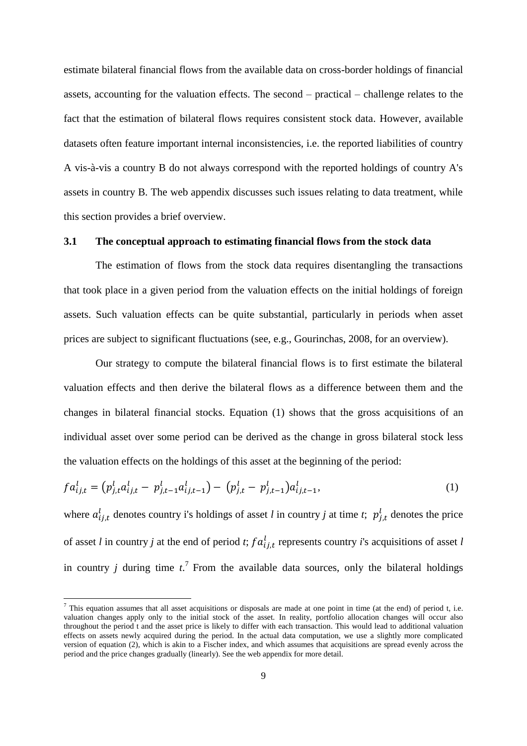estimate bilateral financial flows from the available data on cross-border holdings of financial assets, accounting for the valuation effects. The second – practical – challenge relates to the fact that the estimation of bilateral flows requires consistent stock data. However, available datasets often feature important internal inconsistencies, i.e. the reported liabilities of country A vis-à-vis a country B do not always correspond with the reported holdings of country A's assets in country B. The web appendix discusses such issues relating to data treatment, while this section provides a brief overview.

### 3.1 The conceptual approach to estimating financial flows from the stock data

The estimation of flows from the stock data requires disentangling the transactions that took place in a given period from the valuation effects on the initial holdings of foreign assets. Such valuation effects can be quite substantial, particularly in periods when asset prices are subject to significant fluctuations (see, e.g., Gourinchas, 2008, for an overview).

Our strategy to compute the bilateral financial flows is to first estimate the bilateral valuation effects and then derive the bilateral flows as a difference between them and the changes in bilateral financial stocks. Equation (1) shows that the gross acquisitions of an individual asset over some period can be derived as the change in gross bilateral stock less the valuation effects on the holdings of this asset at the beginning of the period:

$$fa_{ij,t}^{l} = \left(p_{j,t}^{l} a_{ij,t}^{l} - p_{j,t-1}^{l} a_{ij,t-1}^{l}\right) - \left(p_{j,t}^{l} - p_{j,t-1}^{l}\right) a_{ij,t-1}^{l}, \tag{1}$$

where $a_{ij,t}^{l}$ denotes country i's holdings of asset *l* in country *j* at time *t*; $p_{j,t}^{l}$ denotes the price of asset *l* in country *j* at the end of period *t*; $fa_{ij,t}^{l}$ represents country *i*'s acquisitions of asset *l* in country *j* during time *t*.[7] From the available data sources, only the bilateral holdings

[7] This equation assumes that all asset acquisitions or disposals are made at one point in time (at the end) of period t, i.e. valuation changes apply only to the initial stock of the asset. In reality, portfolio allocation changes will occur also throughout the period t and the asset price is likely to differ with each transaction. This would lead to additional valuation effects on assets newly acquired during the period. In the actual data computation, we use a slightly more complicated version of equation (2), which is akin to a Fischer index, and which assumes that acquisitions are spread evenly across the period and the price changes gradually (linearly). See the web appendix for more detail.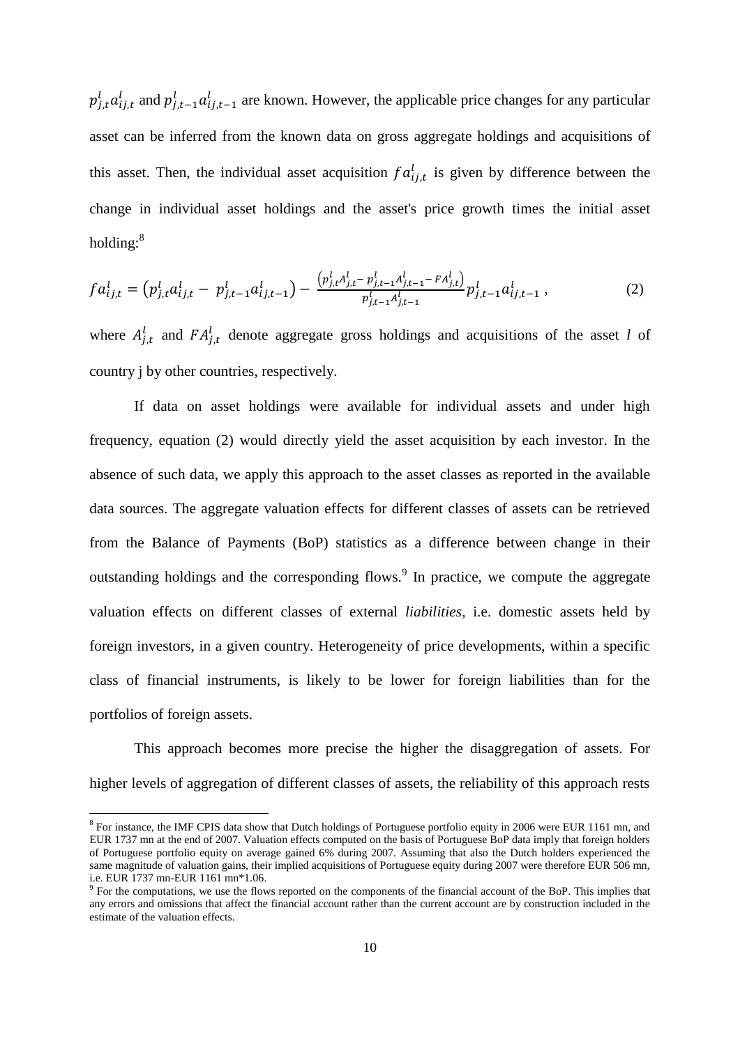$p_{j,t}^{l} a_{ij,t}^{l}$ and $p_{j,t-1}^{l} a_{ij,t-1}^{l}$ are known. However, the applicable price changes for any particular asset can be inferred from the known data on gross aggregate holdings and acquisitions of this asset. Then, the individual asset acquisition $fa_{ij,t}^{l}$ is given by difference between the change in individual asset holdings and the asset's price growth times the initial asset holding:[8]

$$fa_{ij,t}^{l} = \left(p_{j,t}^{l} a_{ij,t}^{l} - p_{j,t-1}^{l} a_{ij,t-1}^{l}\right) - \frac{\left(p_{j,t}^{l} A_{j,t}^{l} - p_{j,t-1}^{l} A_{j,t-1}^{l} - FA_{j,t}^{l}\right)}{p_{j,t-1}^{l} A_{j,t-1}^{l}} p_{j,t-1}^{l} a_{ij,t-1}^{l} \,, \tag{2}$$

where $A_{j,t}^{l}$ and $FA_{j,t}^{l}$ denote aggregate gross holdings and acquisitions of the asset $l$ of country j by other countries, respectively.

If data on asset holdings were available for individual assets and under high frequency, equation (2) would directly yield the asset acquisition by each investor. In the absence of such data, we apply this approach to the asset classes as reported in the available data sources. The aggregate valuation effects for different classes of assets can be retrieved from the Balance of Payments (BoP) statistics as a difference between change in their outstanding holdings and the corresponding flows.[9] In practice, we compute the aggregate valuation effects on different classes of external *liabilities*, i.e. domestic assets held by foreign investors, in a given country. Heterogeneity of price developments, within a specific class of financial instruments, is likely to be lower for foreign liabilities than for the portfolios of foreign assets.

This approach becomes more precise the higher the disaggregation of assets. For higher levels of aggregation of different classes of assets, the reliability of this approach rests

---

[8] For instance, the IMF CPIS data show that Dutch holdings of Portuguese portfolio equity in 2006 were EUR 1161 mn, and EUR 1737 mn at the end of 2007. Valuation effects computed on the basis of Portuguese BoP data imply that foreign holders of Portuguese portfolio equity on average gained 6% during 2007. Assuming that also the Dutch holders experienced the same magnitude of valuation gains, their implied acquisitions of Portuguese equity during 2007 were therefore EUR 506 mn, i.e. EUR 1737 mn-EUR 1161 mn*1.06.

[9] For the computations, we use the flows reported on the components of the financial account of the BoP. This implies that any errors and omissions that affect the financial account rather than the current account are by construction included in the estimate of the valuation effects.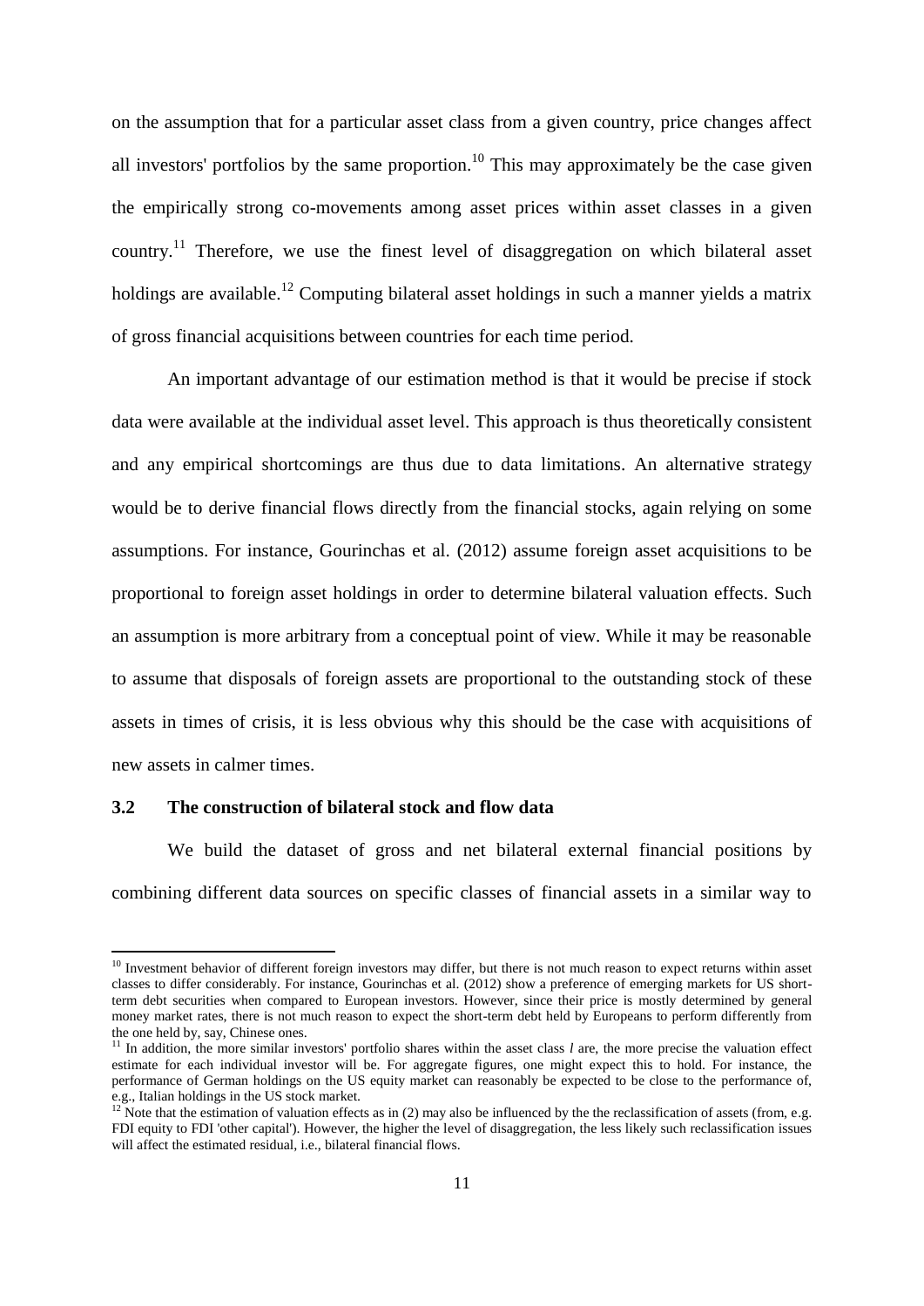on the assumption that for a particular asset class from a given country, price changes affect all investors' portfolios by the same proportion.[10] This may approximately be the case given the empirically strong co-movements among asset prices within asset classes in a given country.[11] Therefore, we use the finest level of disaggregation on which bilateral asset holdings are available.[12] Computing bilateral asset holdings in such a manner yields a matrix of gross financial acquisitions between countries for each time period.

An important advantage of our estimation method is that it would be precise if stock data were available at the individual asset level. This approach is thus theoretically consistent and any empirical shortcomings are thus due to data limitations. An alternative strategy would be to derive financial flows directly from the financial stocks, again relying on some assumptions. For instance, Gourinchas et al. (2012) assume foreign asset acquisitions to be proportional to foreign asset holdings in order to determine bilateral valuation effects. Such an assumption is more arbitrary from a conceptual point of view. While it may be reasonable to assume that disposals of foreign assets are proportional to the outstanding stock of these assets in times of crisis, it is less obvious why this should be the case with acquisitions of new assets in calmer times.

### 3.2 The construction of bilateral stock and flow data

We build the dataset of gross and net bilateral external financial positions by combining different data sources on specific classes of financial assets in a similar way to

---

[10] Investment behavior of different foreign investors may differ, but there is not much reason to expect returns within asset classes to differ considerably. For instance, Gourinchas et al. (2012) show a preference of emerging markets for US short-term debt securities when compared to European investors. However, since their price is mostly determined by general money market rates, there is not much reason to expect the short-term debt held by Europeans to perform differently from the one held by, say, Chinese ones.

[11] In addition, the more similar investors' portfolio shares within the asset class $l$ are, the more precise the valuation effect estimate for each individual investor will be. For aggregate figures, one might expect this to hold. For instance, the performance of German holdings on the US equity market can reasonably be expected to be close to the performance of, e.g., Italian holdings in the US stock market.

[12] Note that the estimation of valuation effects as in (2) may also be influenced by the the reclassification of assets (from, e.g. FDI equity to FDI 'other capital'). However, the higher the level of disaggregation, the less likely such reclassification issues will affect the estimated residual, i.e., bilateral financial flows.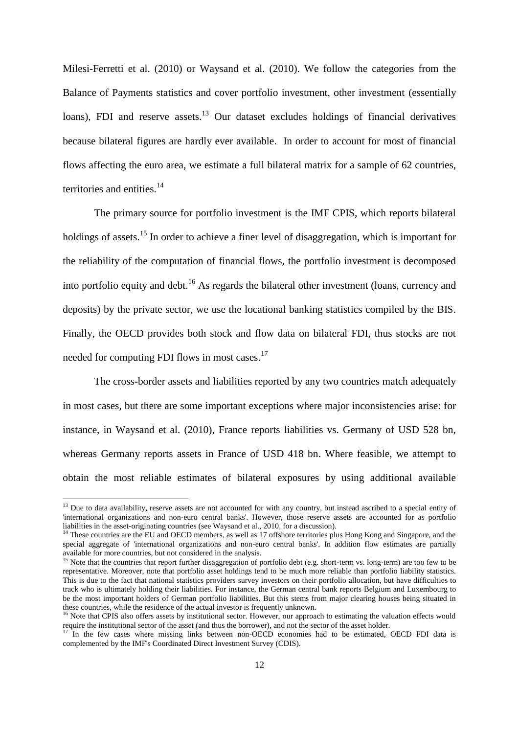Milesi-Ferretti et al. (2010) or Waysand et al. (2010). We follow the categories from the Balance of Payments statistics and cover portfolio investment, other investment (essentially loans), FDI and reserve assets.[13] Our dataset excludes holdings of financial derivatives because bilateral figures are hardly ever available. In order to account for most of financial flows affecting the euro area, we estimate a full bilateral matrix for a sample of 62 countries, territories and entities.[14]

The primary source for portfolio investment is the IMF CPIS, which reports bilateral holdings of assets.[15] In order to achieve a finer level of disaggregation, which is important for the reliability of the computation of financial flows, the portfolio investment is decomposed into portfolio equity and debt.[16] As regards the bilateral other investment (loans, currency and deposits) by the private sector, we use the locational banking statistics compiled by the BIS. Finally, the OECD provides both stock and flow data on bilateral FDI, thus stocks are not needed for computing FDI flows in most cases.[17]

The cross-border assets and liabilities reported by any two countries match adequately in most cases, but there are some important exceptions where major inconsistencies arise: for instance, in Waysand et al. (2010), France reports liabilities vs. Germany of USD 528 bn, whereas Germany reports assets in France of USD 418 bn. Where feasible, we attempt to obtain the most reliable estimates of bilateral exposures by using additional available

---

[13] Due to data availability, reserve assets are not accounted for with any country, but instead ascribed to a special entity of 'international organizations and non-euro central banks'. However, those reserve assets are accounted for as portfolio liabilities in the asset-originating countries (see Waysand et al., 2010, for a discussion).

[14] These countries are the EU and OECD members, as well as 17 offshore territories plus Hong Kong and Singapore, and the special aggregate of 'international organizations and non-euro central banks'. In addition flow estimates are partially available for more countries, but not considered in the analysis.

[15] Note that the countries that report further disaggregation of portfolio debt (e.g. short-term vs. long-term) are too few to be representative. Moreover, note that portfolio asset holdings tend to be much more reliable than portfolio liability statistics. This is due to the fact that national statistics providers survey investors on their portfolio allocation, but have difficulties to track who is ultimately holding their liabilities. For instance, the German central bank reports Belgium and Luxembourg to be the most important holders of German portfolio liabilities. But this stems from major clearing houses being situated in these countries, while the residence of the actual investor is frequently unknown.

[16] Note that CPIS also offers assets by institutional sector. However, our approach to estimating the valuation effects would require the institutional sector of the asset (and thus the borrower), and not the sector of the asset holder.

[17] In the few cases where missing links between non-OECD economies had to be estimated, OECD FDI data is complemented by the IMF's Coordinated Direct Investment Survey (CDIS).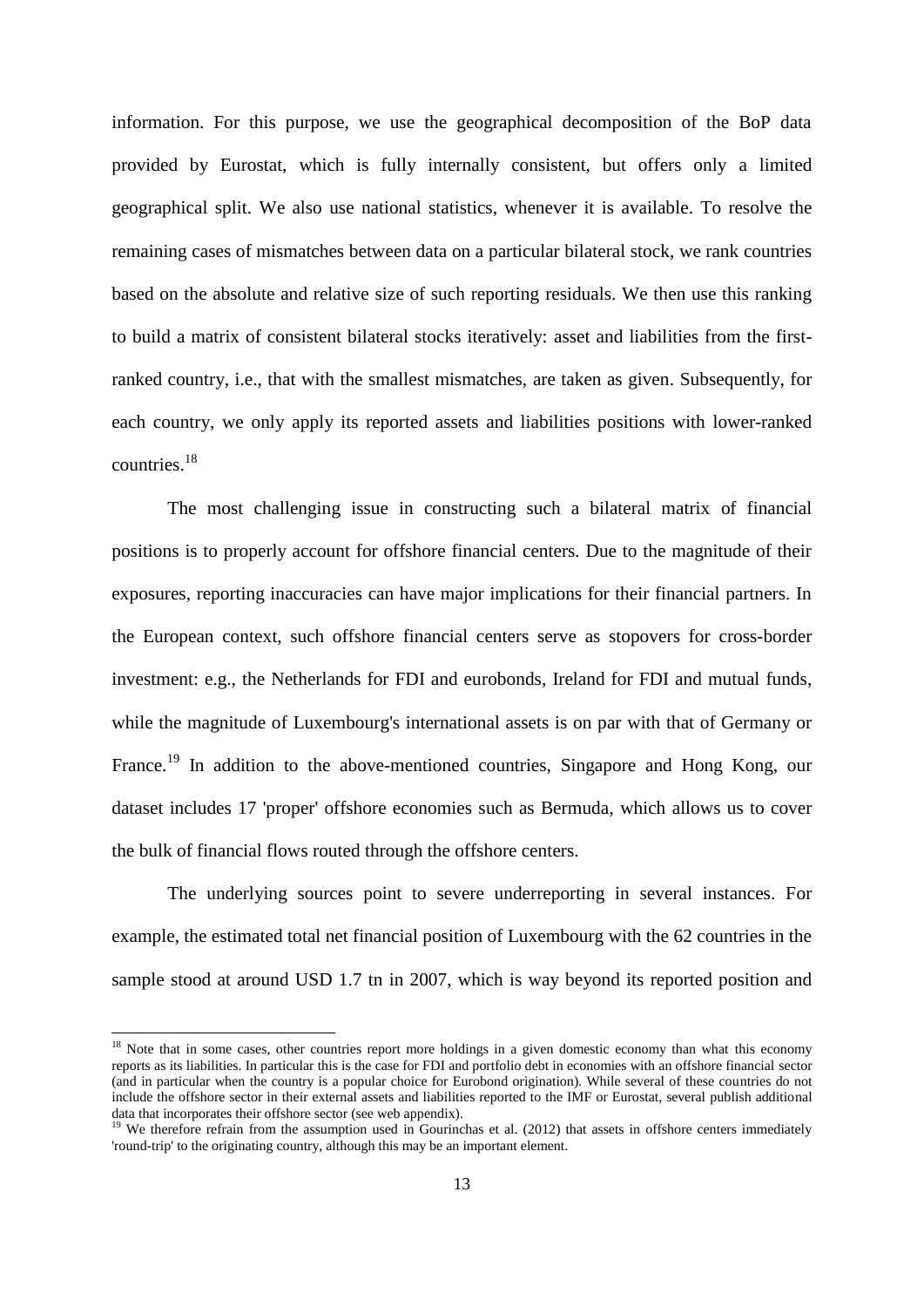information. For this purpose, we use the geographical decomposition of the BoP data provided by Eurostat, which is fully internally consistent, but offers only a limited geographical split. We also use national statistics, whenever it is available. To resolve the remaining cases of mismatches between data on a particular bilateral stock, we rank countries based on the absolute and relative size of such reporting residuals. We then use this ranking to build a matrix of consistent bilateral stocks iteratively: asset and liabilities from the first-ranked country, i.e., that with the smallest mismatches, are taken as given. Subsequently, for each country, we only apply its reported assets and liabilities positions with lower-ranked countries.[18]

The most challenging issue in constructing such a bilateral matrix of financial positions is to properly account for offshore financial centers. Due to the magnitude of their exposures, reporting inaccuracies can have major implications for their financial partners. In the European context, such offshore financial centers serve as stopovers for cross-border investment: e.g., the Netherlands for FDI and eurobonds, Ireland for FDI and mutual funds, while the magnitude of Luxembourg's international assets is on par with that of Germany or France.[19] In addition to the above-mentioned countries, Singapore and Hong Kong, our dataset includes 17 'proper' offshore economies such as Bermuda, which allows us to cover the bulk of financial flows routed through the offshore centers.

The underlying sources point to severe underreporting in several instances. For example, the estimated total net financial position of Luxembourg with the 62 countries in the sample stood at around USD 1.7 tn in 2007, which is way beyond its reported position and

[18] Note that in some cases, other countries report more holdings in a given domestic economy than what this economy reports as its liabilities. In particular this is the case for FDI and portfolio debt in economies with an offshore financial sector (and in particular when the country is a popular choice for Eurobond origination). While several of these countries do not include the offshore sector in their external assets and liabilities reported to the IMF or Eurostat, several publish additional data that incorporates their offshore sector (see web appendix).

[19] We therefore refrain from the assumption used in Gourinchas et al. (2012) that assets in offshore centers immediately 'round-trip' to the originating country, although this may be an important element.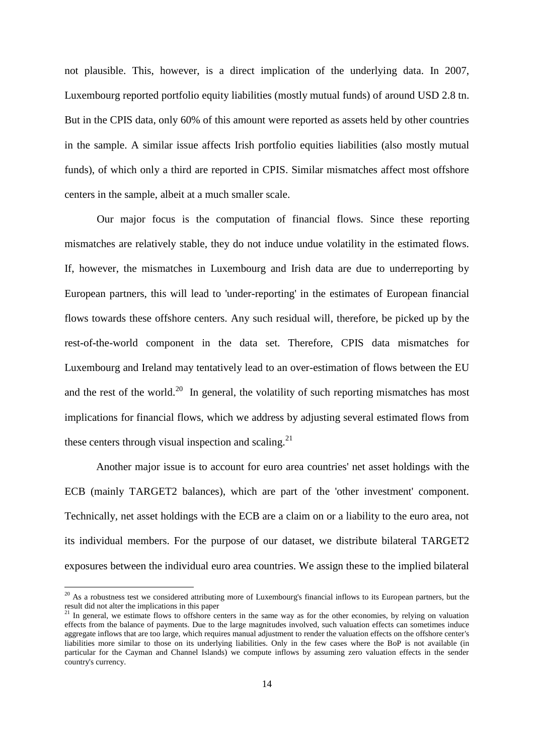not plausible. This, however, is a direct implication of the underlying data. In 2007, Luxembourg reported portfolio equity liabilities (mostly mutual funds) of around USD 2.8 tn. But in the CPIS data, only 60% of this amount were reported as assets held by other countries in the sample. A similar issue affects Irish portfolio equities liabilities (also mostly mutual funds), of which only a third are reported in CPIS. Similar mismatches affect most offshore centers in the sample, albeit at a much smaller scale.

Our major focus is the computation of financial flows. Since these reporting mismatches are relatively stable, they do not induce undue volatility in the estimated flows. If, however, the mismatches in Luxembourg and Irish data are due to underreporting by European partners, this will lead to 'under-reporting' in the estimates of European financial flows towards these offshore centers. Any such residual will, therefore, be picked up by the rest-of-the-world component in the data set. Therefore, CPIS data mismatches for Luxembourg and Ireland may tentatively lead to an over-estimation of flows between the EU and the rest of the world.[20] In general, the volatility of such reporting mismatches has most implications for financial flows, which we address by adjusting several estimated flows from these centers through visual inspection and scaling.[21]

Another major issue is to account for euro area countries' net asset holdings with the ECB (mainly TARGET2 balances), which are part of the 'other investment' component. Technically, net asset holdings with the ECB are a claim on or a liability to the euro area, not its individual members. For the purpose of our dataset, we distribute bilateral TARGET2 exposures between the individual euro area countries. We assign these to the implied bilateral

[20] As a robustness test we considered attributing more of Luxembourg's financial inflows to its European partners, but the result did not alter the implications in this paper

[21] In general, we estimate flows to offshore centers in the same way as for the other economies, by relying on valuation effects from the balance of payments. Due to the large magnitudes involved, such valuation effects can sometimes induce aggregate inflows that are too large, which requires manual adjustment to render the valuation effects on the offshore center's liabilities more similar to those on its underlying liabilities. Only in the few cases where the BoP is not available (in particular for the Cayman and Channel Islands) we compute inflows by assuming zero valuation effects in the sender country's currency.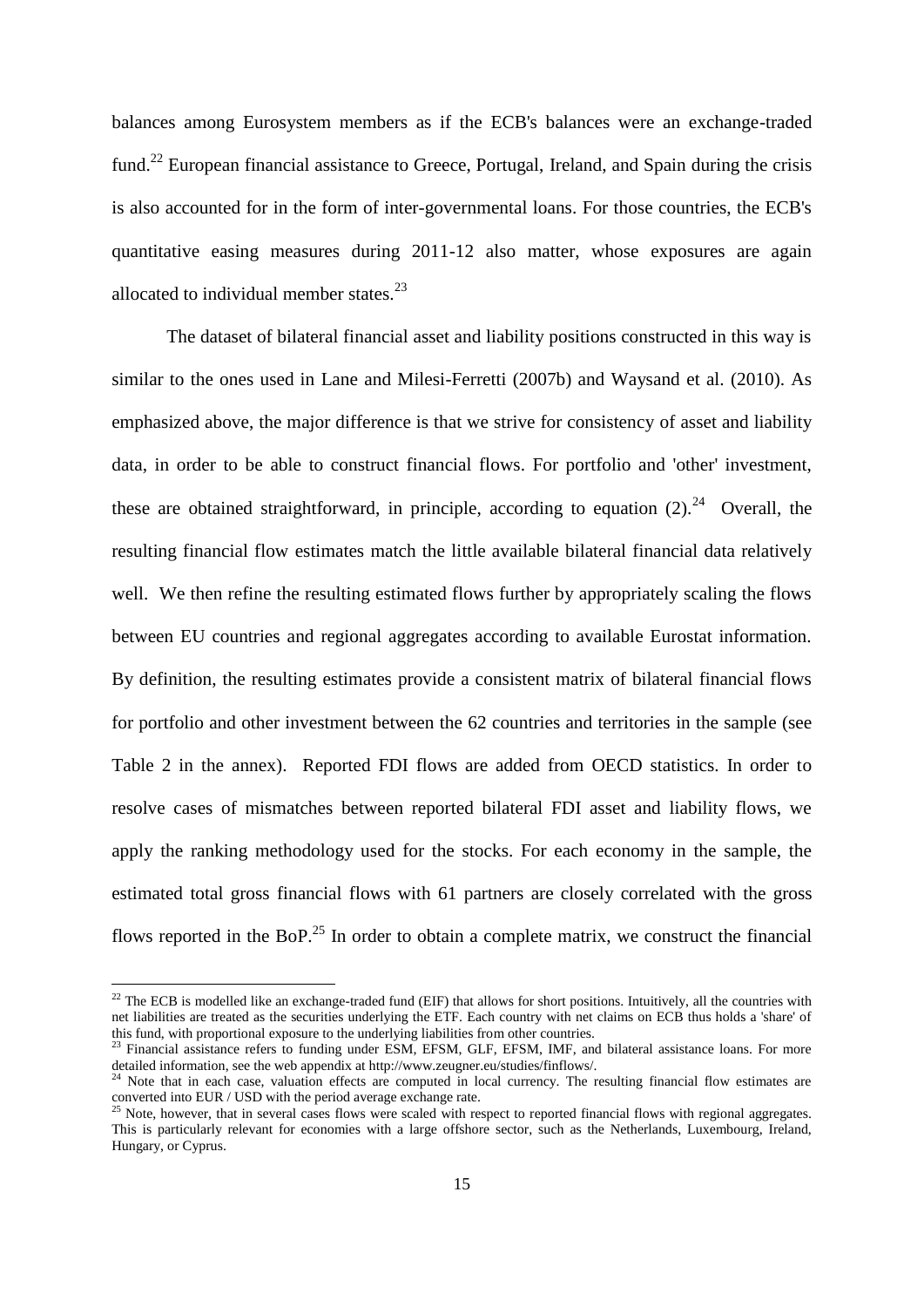balances among Eurosystem members as if the ECB's balances were an exchange-traded fund.[22] European financial assistance to Greece, Portugal, Ireland, and Spain during the crisis is also accounted for in the form of inter-governmental loans. For those countries, the ECB's quantitative easing measures during 2011-12 also matter, whose exposures are again allocated to individual member states.[23]

The dataset of bilateral financial asset and liability positions constructed in this way is similar to the ones used in Lane and Milesi-Ferretti (2007b) and Waysand et al. (2010). As emphasized above, the major difference is that we strive for consistency of asset and liability data, in order to be able to construct financial flows. For portfolio and 'other' investment, these are obtained straightforward, in principle, according to equation (2).[24] Overall, the resulting financial flow estimates match the little available bilateral financial data relatively well. We then refine the resulting estimated flows further by appropriately scaling the flows between EU countries and regional aggregates according to available Eurostat information. By definition, the resulting estimates provide a consistent matrix of bilateral financial flows for portfolio and other investment between the 62 countries and territories in the sample (see Table 2 in the annex). Reported FDI flows are added from OECD statistics. In order to resolve cases of mismatches between reported bilateral FDI asset and liability flows, we apply the ranking methodology used for the stocks. For each economy in the sample, the estimated total gross financial flows with 61 partners are closely correlated with the gross flows reported in the BoP.[25] In order to obtain a complete matrix, we construct the financial

---

[22] The ECB is modelled like an exchange-traded fund (EIF) that allows for short positions. Intuitively, all the countries with net liabilities are treated as the securities underlying the ETF. Each country with net claims on ECB thus holds a 'share' of this fund, with proportional exposure to the underlying liabilities from other countries.

[23] Financial assistance refers to funding under ESM, EFSM, GLF, EFSM, IMF, and bilateral assistance loans. For more detailed information, see the web appendix at http://www.zeugner.eu/studies/finflows/.

[24] Note that in each case, valuation effects are computed in local currency. The resulting financial flow estimates are converted into EUR / USD with the period average exchange rate.

[25] Note, however, that in several cases flows were scaled with respect to reported financial flows with regional aggregates. This is particularly relevant for economies with a large offshore sector, such as the Netherlands, Luxembourg, Ireland, Hungary, or Cyprus.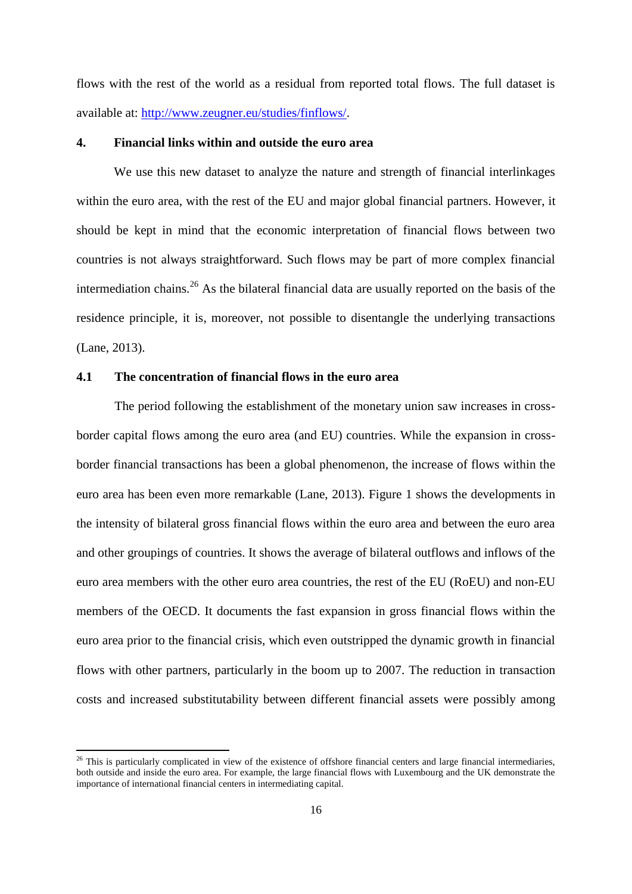flows with the rest of the world as a residual from reported total flows. The full dataset is available at: [http://www.zeugner.eu/studies/finflows/](http://www.zeugner.eu/studies/finflows/).

## 4. Financial links within and outside the euro area

We use this new dataset to analyze the nature and strength of financial interlinkages within the euro area, with the rest of the EU and major global financial partners. However, it should be kept in mind that the economic interpretation of financial flows between two countries is not always straightforward. Such flows may be part of more complex financial intermediation chains.[26] As the bilateral financial data are usually reported on the basis of the residence principle, it is, moreover, not possible to disentangle the underlying transactions (Lane, 2013).

### 4.1 The concentration of financial flows in the euro area

The period following the establishment of the monetary union saw increases in cross-border capital flows among the euro area (and EU) countries. While the expansion in cross-border financial transactions has been a global phenomenon, the increase of flows within the euro area has been even more remarkable (Lane, 2013). Figure 1 shows the developments in the intensity of bilateral gross financial flows within the euro area and between the euro area and other groupings of countries. It shows the average of bilateral outflows and inflows of the euro area members with the other euro area countries, the rest of the EU (RoEU) and non-EU members of the OECD. It documents the fast expansion in gross financial flows within the euro area prior to the financial crisis, which even outstripped the dynamic growth in financial flows with other partners, particularly in the boom up to 2007. The reduction in transaction costs and increased substitutability between different financial assets were possibly among

[26] This is particularly complicated in view of the existence of offshore financial centers and large financial intermediaries, both outside and inside the euro area. For example, the large financial flows with Luxembourg and the UK demonstrate the importance of international financial centers in intermediating capital.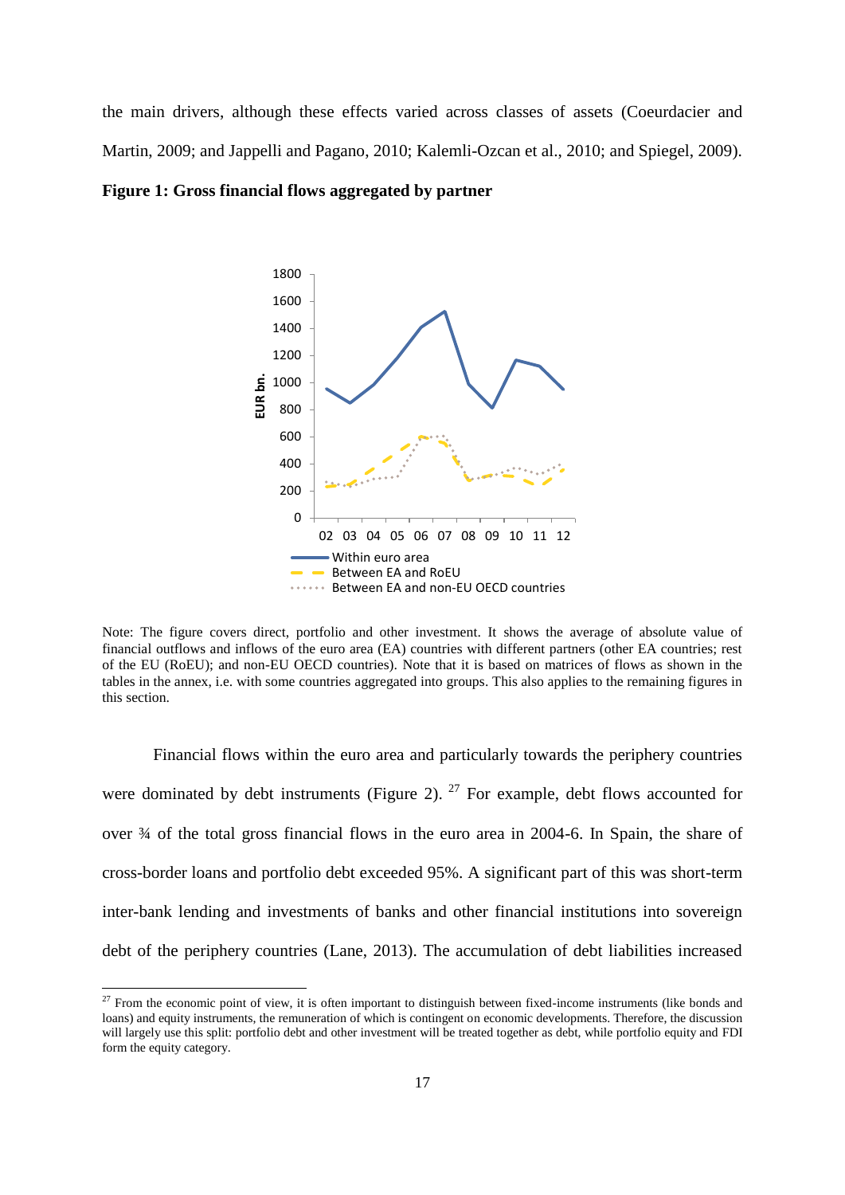the main drivers, although these effects varied across classes of assets (Coeurdacier and Martin, 2009; and Jappelli and Pagano, 2010; Kalemli-Ozcan et al., 2010; and Spiegel, 2009).

**Figure 1: Gross financial flows aggregated by partner**

Note: The figure covers direct, portfolio and other investment. It shows the average of absolute value of financial outflows and inflows of the euro area (EA) countries with different partners (other EA countries; rest of the EU (RoEU); and non-EU OECD countries). Note that it is based on matrices of flows as shown in the tables in the annex, i.e. with some countries aggregated into groups. This also applies to the remaining figures in this section.

Financial flows within the euro area and particularly towards the periphery countries were dominated by debt instruments (Figure 2). [27] For example, debt flows accounted for over ¾ of the total gross financial flows in the euro area in 2004-6. In Spain, the share of cross-border loans and portfolio debt exceeded 95%. A significant part of this was short-term inter-bank lending and investments of banks and other financial institutions into sovereign debt of the periphery countries (Lane, 2013). The accumulation of debt liabilities increased

[27] From the economic point of view, it is often important to distinguish between fixed-income instruments (like bonds and loans) and equity instruments, the remuneration of which is contingent on economic developments. Therefore, the discussion will largely use this split: portfolio debt and other investment will be treated together as debt, while portfolio equity and FDI form the equity category.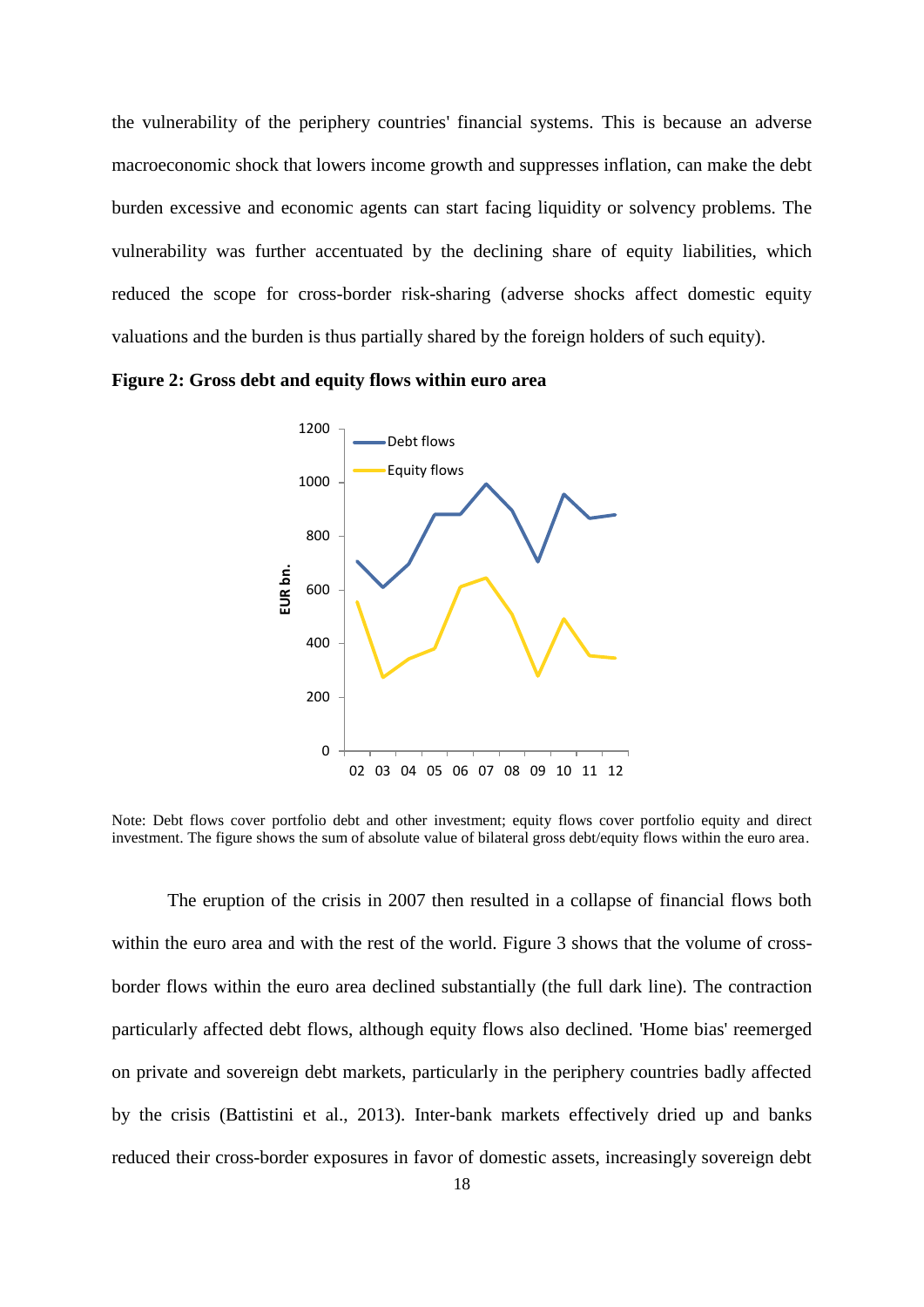the vulnerability of the periphery countries' financial systems. This is because an adverse macroeconomic shock that lowers income growth and suppresses inflation, can make the debt burden excessive and economic agents can start facing liquidity or solvency problems. The vulnerability was further accentuated by the declining share of equity liabilities, which reduced the scope for cross-border risk-sharing (adverse shocks affect domestic equity valuations and the burden is thus partially shared by the foreign holders of such equity).

**Figure 2: Gross debt and equity flows within euro area**

Note: Debt flows cover portfolio debt and other investment; equity flows cover portfolio equity and direct investment. The figure shows the sum of absolute value of bilateral gross debt/equity flows within the euro area.

The eruption of the crisis in 2007 then resulted in a collapse of financial flows both within the euro area and with the rest of the world. Figure 3 shows that the volume of cross-border flows within the euro area declined substantially (the full dark line). The contraction particularly affected debt flows, although equity flows also declined. 'Home bias' reemerged on private and sovereign debt markets, particularly in the periphery countries badly affected by the crisis (Battistini et al., 2013). Inter-bank markets effectively dried up and banks reduced their cross-border exposures in favor of domestic assets, increasingly sovereign debt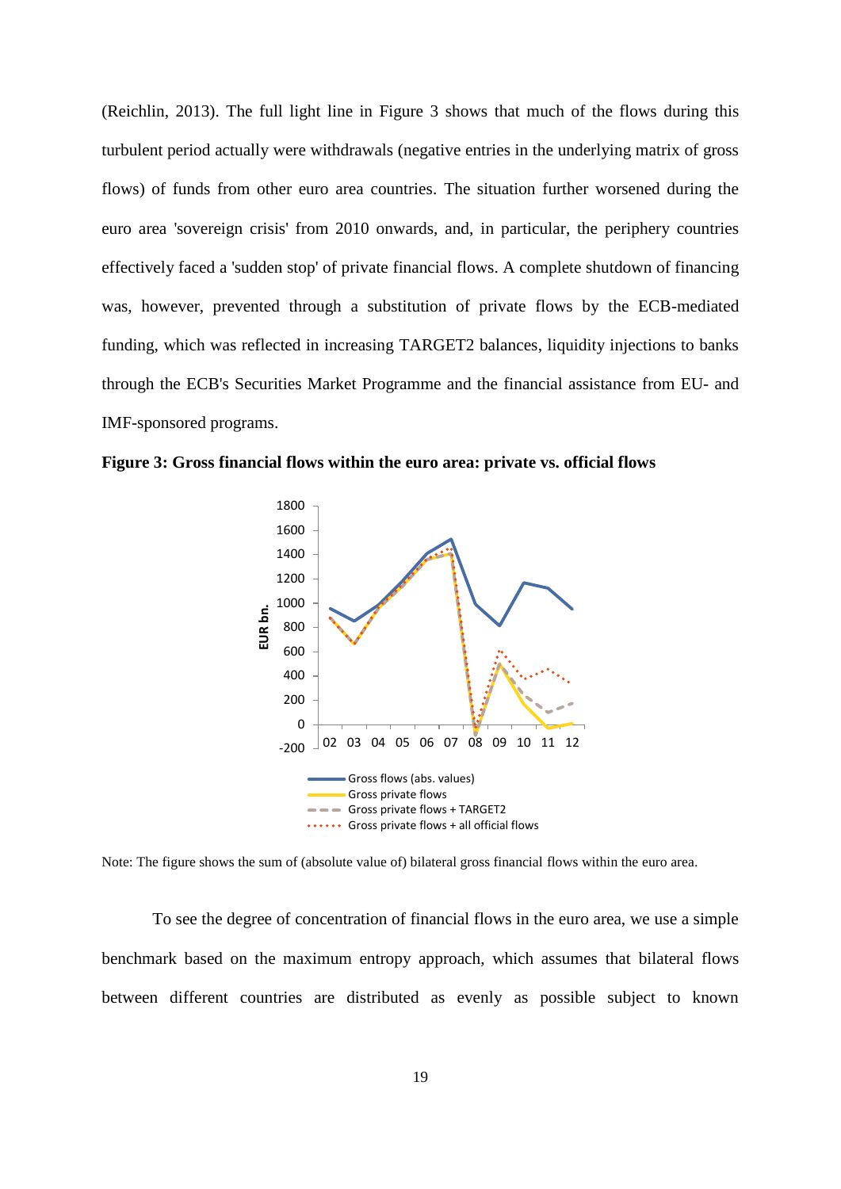(Reichlin, 2013). The full light line in Figure 3 shows that much of the flows during this turbulent period actually were withdrawals (negative entries in the underlying matrix of gross flows) of funds from other euro area countries. The situation further worsened during the euro area 'sovereign crisis' from 2010 onwards, and, in particular, the periphery countries effectively faced a 'sudden stop' of private financial flows. A complete shutdown of financing was, however, prevented through a substitution of private flows by the ECB-mediated funding, which was reflected in increasing TARGET2 balances, liquidity injections to banks through the ECB's Securities Market Programme and the financial assistance from EU- and IMF-sponsored programs.

**Figure 3: Gross financial flows within the euro area: private vs. official flows**

Note: The figure shows the sum of (absolute value of) bilateral gross financial flows within the euro area.

To see the degree of concentration of financial flows in the euro area, we use a simple benchmark based on the maximum entropy approach, which assumes that bilateral flows between different countries are distributed as evenly as possible subject to known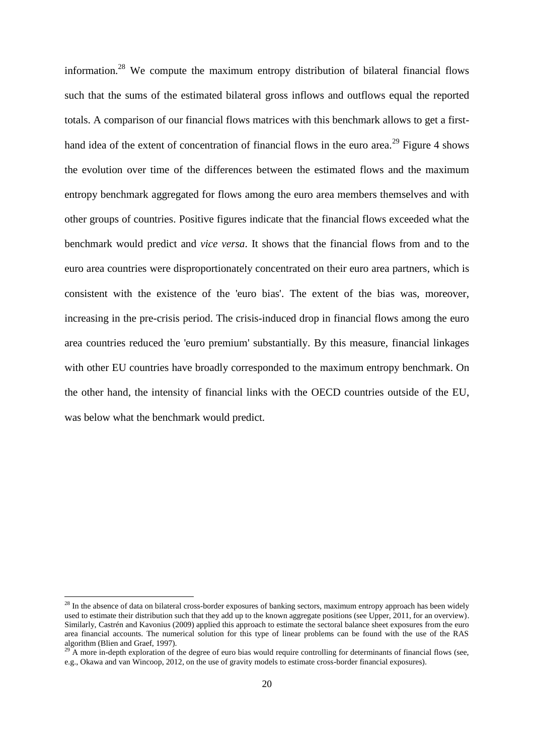information.[28] We compute the maximum entropy distribution of bilateral financial flows such that the sums of the estimated bilateral gross inflows and outflows equal the reported totals. A comparison of our financial flows matrices with this benchmark allows to get a first-hand idea of the extent of concentration of financial flows in the euro area.[29] Figure 4 shows the evolution over time of the differences between the estimated flows and the maximum entropy benchmark aggregated for flows among the euro area members themselves and with other groups of countries. Positive figures indicate that the financial flows exceeded what the benchmark would predict and *vice versa*. It shows that the financial flows from and to the euro area countries were disproportionately concentrated on their euro area partners, which is consistent with the existence of the 'euro bias'. The extent of the bias was, moreover, increasing in the pre-crisis period. The crisis-induced drop in financial flows among the euro area countries reduced the 'euro premium' substantially. By this measure, financial linkages with other EU countries have broadly corresponded to the maximum entropy benchmark. On the other hand, the intensity of financial links with the OECD countries outside of the EU, was below what the benchmark would predict.

---

[28] In the absence of data on bilateral cross-border exposures of banking sectors, maximum entropy approach has been widely used to estimate their distribution such that they add up to the known aggregate positions (see Upper, 2011, for an overview). Similarly, Castrén and Kavonius (2009) applied this approach to estimate the sectoral balance sheet exposures from the euro area financial accounts. The numerical solution for this type of linear problems can be found with the use of the RAS algorithm (Blien and Graef, 1997).

[29] A more in-depth exploration of the degree of euro bias would require controlling for determinants of financial flows (see, e.g., Okawa and van Wincoop, 2012, on the use of gravity models to estimate cross-border financial exposures).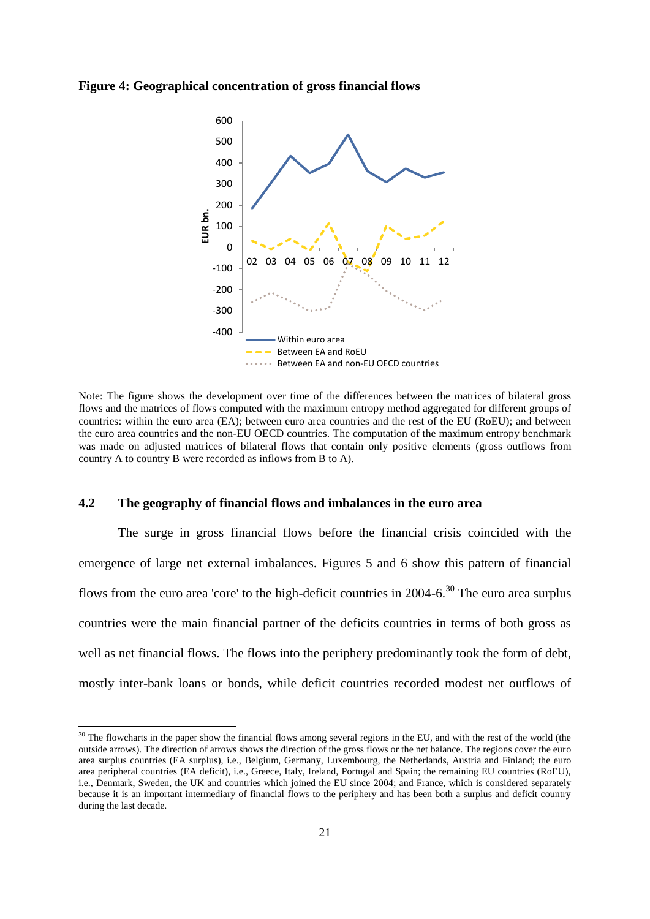**Figure 4: Geographical concentration of gross financial flows**

Note: The figure shows the development over time of the differences between the matrices of bilateral gross flows and the matrices of flows computed with the maximum entropy method aggregated for different groups of countries: within the euro area (EA); between euro area countries and the rest of the EU (RoEU); and between the euro area countries and the non-EU OECD countries. The computation of the maximum entropy benchmark was made on adjusted matrices of bilateral flows that contain only positive elements (gross outflows from country A to country B were recorded as inflows from B to A).

### 4.2 The geography of financial flows and imbalances in the euro area

The surge in gross financial flows before the financial crisis coincided with the emergence of large net external imbalances. Figures 5 and 6 show this pattern of financial flows from the euro area 'core' to the high-deficit countries in 2004-6.[30] The euro area surplus countries were the main financial partner of the deficits countries in terms of both gross as well as net financial flows. The flows into the periphery predominantly took the form of debt, mostly inter-bank loans or bonds, while deficit countries recorded modest net outflows of

[30] The flowcharts in the paper show the financial flows among several regions in the EU, and with the rest of the world (the outside arrows). The direction of arrows shows the direction of the gross flows or the net balance. The regions cover the euro area surplus countries (EA surplus), i.e., Belgium, Germany, Luxembourg, the Netherlands, Austria and Finland; the euro area peripheral countries (EA deficit), i.e., Greece, Italy, Ireland, Portugal and Spain; the remaining EU countries (RoEU), i.e., Denmark, Sweden, the UK and countries which joined the EU since 2004; and France, which is considered separately because it is an important intermediary of financial flows to the periphery and has been both a surplus and deficit country during the last decade.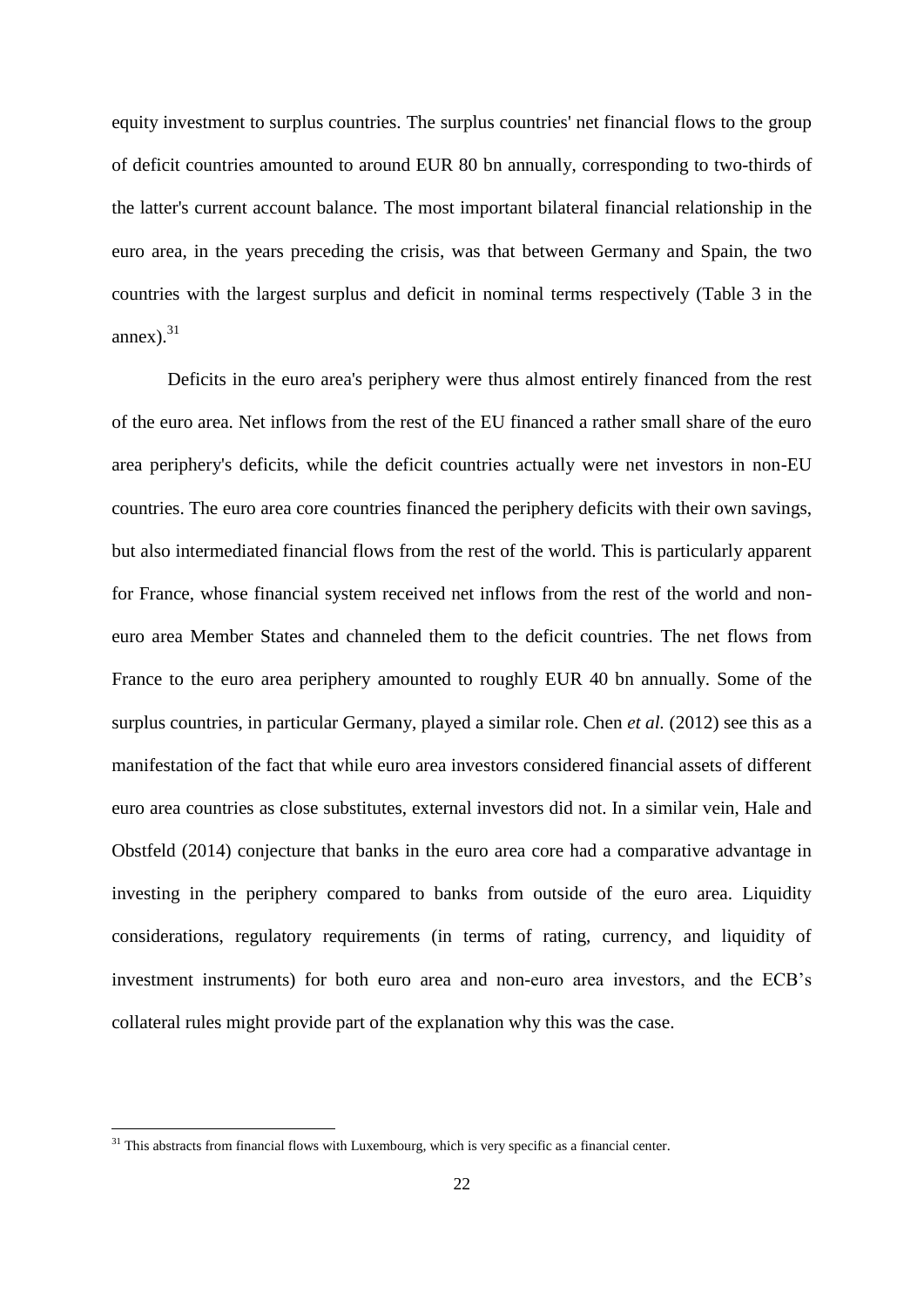equity investment to surplus countries. The surplus countries' net financial flows to the group of deficit countries amounted to around EUR 80 bn annually, corresponding to two-thirds of the latter's current account balance. The most important bilateral financial relationship in the euro area, in the years preceding the crisis, was that between Germany and Spain, the two countries with the largest surplus and deficit in nominal terms respectively (Table 3 in the annex).[31]

Deficits in the euro area's periphery were thus almost entirely financed from the rest of the euro area. Net inflows from the rest of the EU financed a rather small share of the euro area periphery's deficits, while the deficit countries actually were net investors in non-EU countries. The euro area core countries financed the periphery deficits with their own savings, but also intermediated financial flows from the rest of the world. This is particularly apparent for France, whose financial system received net inflows from the rest of the world and non-euro area Member States and channeled them to the deficit countries. The net flows from France to the euro area periphery amounted to roughly EUR 40 bn annually. Some of the surplus countries, in particular Germany, played a similar role. Chen *et al.* (2012) see this as a manifestation of the fact that while euro area investors considered financial assets of different euro area countries as close substitutes, external investors did not. In a similar vein, Hale and Obstfeld (2014) conjecture that banks in the euro area core had a comparative advantage in investing in the periphery compared to banks from outside of the euro area. Liquidity considerations, regulatory requirements (in terms of rating, currency, and liquidity of investment instruments) for both euro area and non-euro area investors, and the ECB's collateral rules might provide part of the explanation why this was the case.

---

[31] This abstracts from financial flows with Luxembourg, which is very specific as a financial center.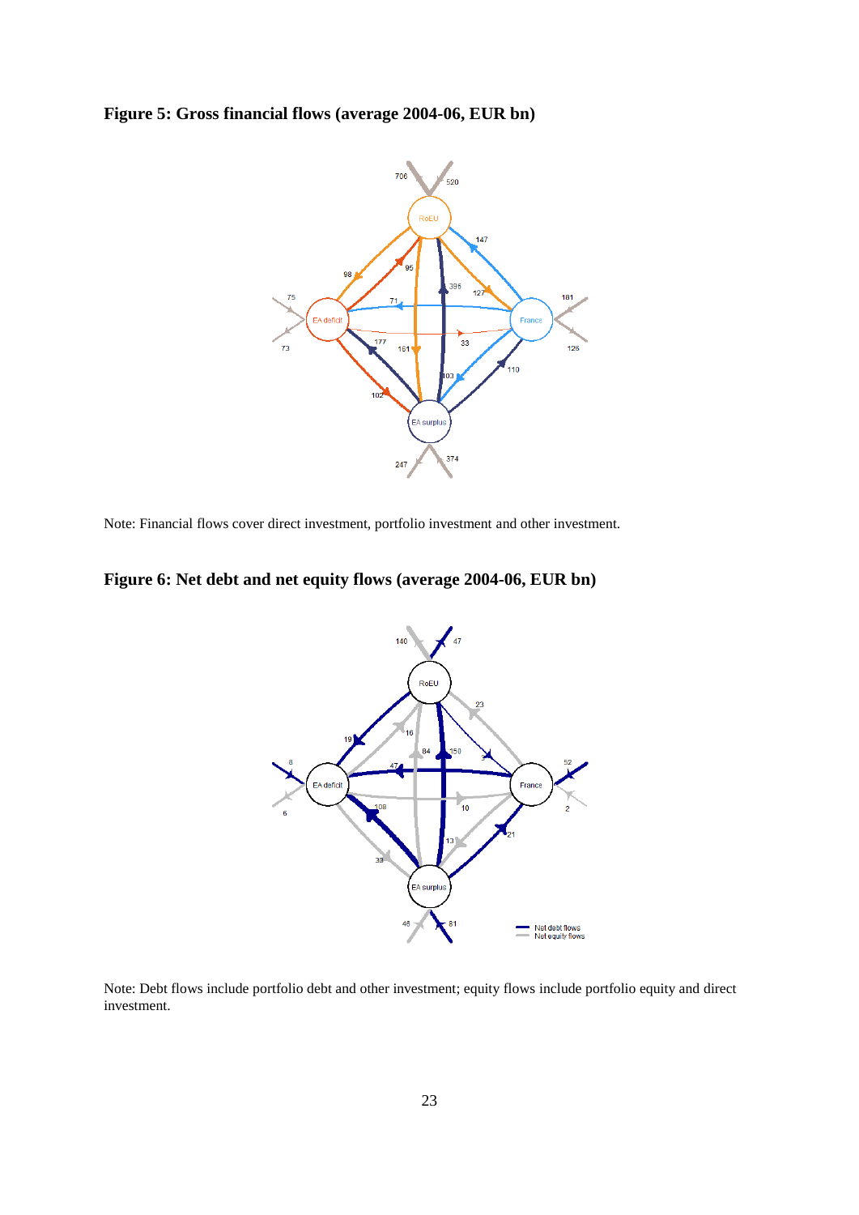**Figure 5: Gross financial flows (average 2004-06, EUR bn)**

Note: Financial flows cover direct investment, portfolio investment and other investment.

**Figure 6: Net debt and net equity flows (average 2004-06, EUR bn)**

Note: Debt flows include portfolio debt and other investment; equity flows include portfolio equity and direct investment.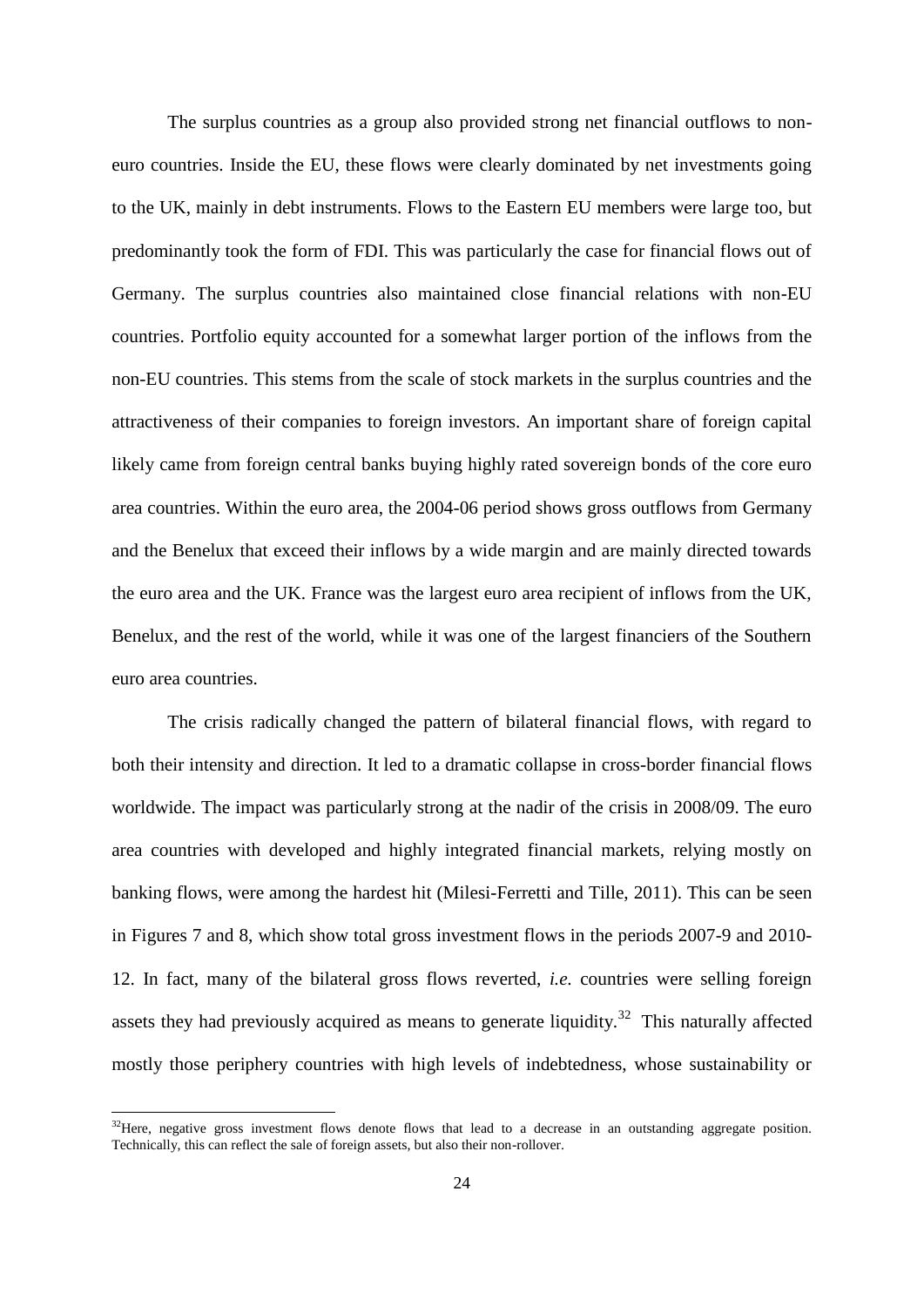The surplus countries as a group also provided strong net financial outflows to non-euro countries. Inside the EU, these flows were clearly dominated by net investments going to the UK, mainly in debt instruments. Flows to the Eastern EU members were large too, but predominantly took the form of FDI. This was particularly the case for financial flows out of Germany. The surplus countries also maintained close financial relations with non-EU countries. Portfolio equity accounted for a somewhat larger portion of the inflows from the non-EU countries. This stems from the scale of stock markets in the surplus countries and the attractiveness of their companies to foreign investors. An important share of foreign capital likely came from foreign central banks buying highly rated sovereign bonds of the core euro area countries. Within the euro area, the 2004-06 period shows gross outflows from Germany and the Benelux that exceed their inflows by a wide margin and are mainly directed towards the euro area and the UK. France was the largest euro area recipient of inflows from the UK, Benelux, and the rest of the world, while it was one of the largest financiers of the Southern euro area countries.

The crisis radically changed the pattern of bilateral financial flows, with regard to both their intensity and direction. It led to a dramatic collapse in cross-border financial flows worldwide. The impact was particularly strong at the nadir of the crisis in 2008/09. The euro area countries with developed and highly integrated financial markets, relying mostly on banking flows, were among the hardest hit (Milesi-Ferretti and Tille, 2011). This can be seen in Figures 7 and 8, which show total gross investment flows in the periods 2007-9 and 2010-12. In fact, many of the bilateral gross flows reverted, *i.e.* countries were selling foreign assets they had previously acquired as means to generate liquidity.[32] This naturally affected mostly those periphery countries with high levels of indebtedness, whose sustainability or

[32] Here, negative gross investment flows denote flows that lead to a decrease in an outstanding aggregate position. Technically, this can reflect the sale of foreign assets, but also their non-rollover.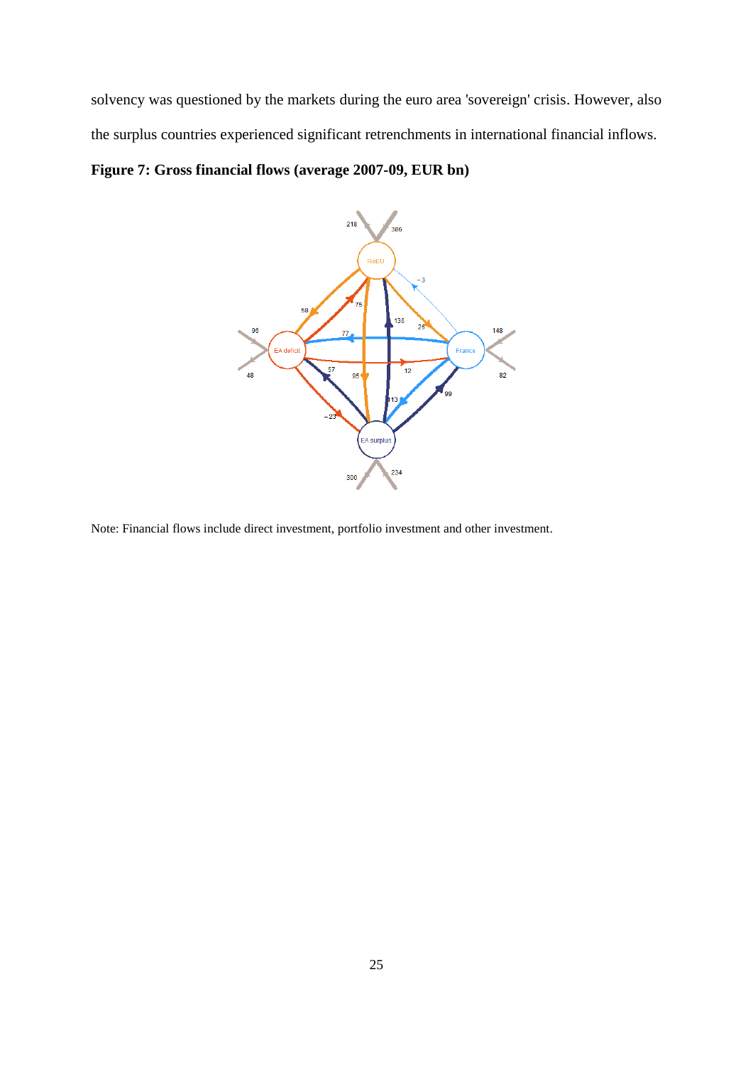solvency was questioned by the markets during the euro area 'sovereign' crisis. However, also the surplus countries experienced significant retrenchments in international financial inflows.

**Figure 7: Gross financial flows (average 2007-09, EUR bn)**

Note: Financial flows include direct investment, portfolio investment and other investment.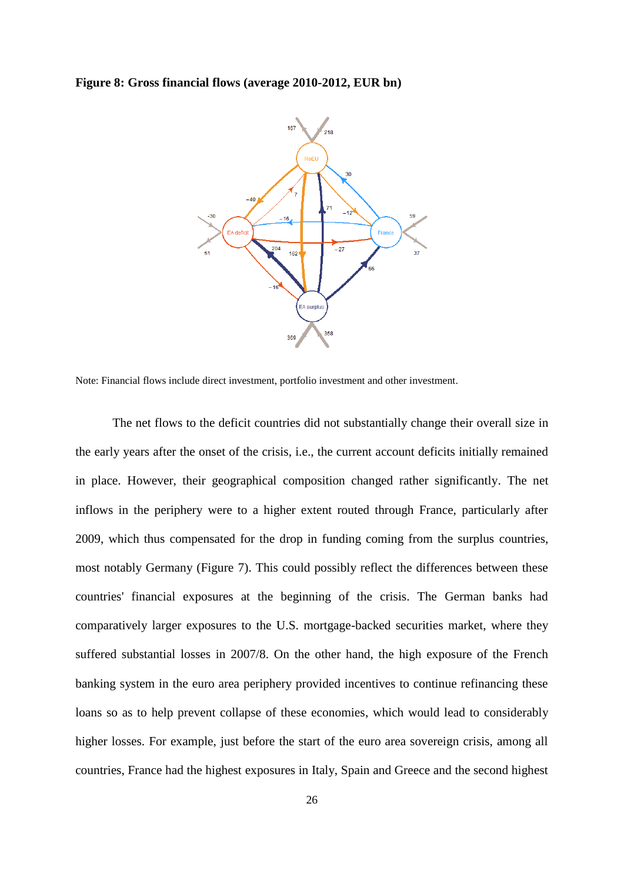**Figure 8: Gross financial flows (average 2010-2012, EUR bn)**

Note: Financial flows include direct investment, portfolio investment and other investment.

The net flows to the deficit countries did not substantially change their overall size in the early years after the onset of the crisis, i.e., the current account deficits initially remained in place. However, their geographical composition changed rather significantly. The net inflows in the periphery were to a higher extent routed through France, particularly after 2009, which thus compensated for the drop in funding coming from the surplus countries, most notably Germany (Figure 7). This could possibly reflect the differences between these countries' financial exposures at the beginning of the crisis. The German banks had comparatively larger exposures to the U.S. mortgage-backed securities market, where they suffered substantial losses in 2007/8. On the other hand, the high exposure of the French banking system in the euro area periphery provided incentives to continue refinancing these loans so as to help prevent collapse of these economies, which would lead to considerably higher losses. For example, just before the start of the euro area sovereign crisis, among all countries, France had the highest exposures in Italy, Spain and Greece and the second highest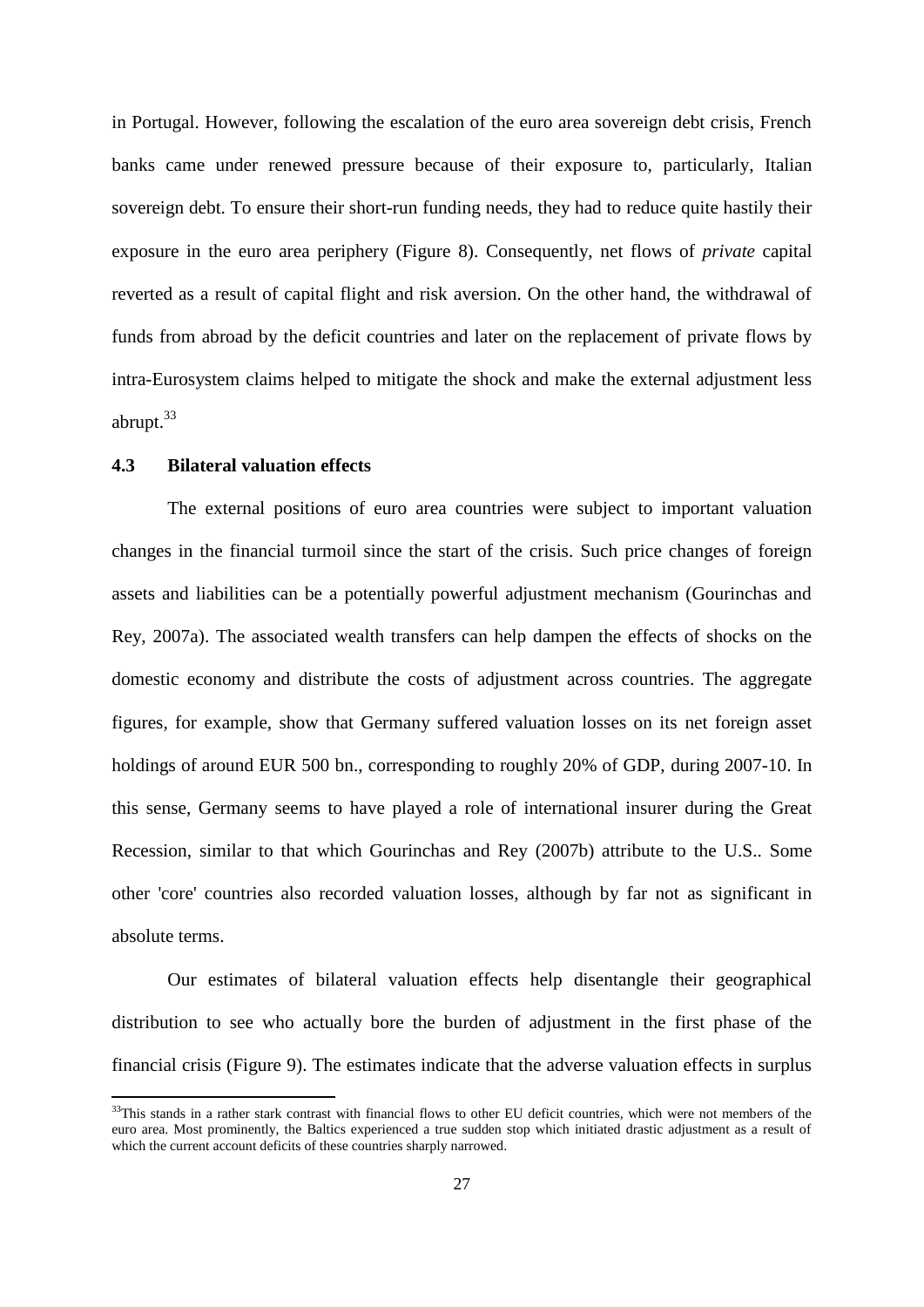in Portugal. However, following the escalation of the euro area sovereign debt crisis, French banks came under renewed pressure because of their exposure to, particularly, Italian sovereign debt. To ensure their short-run funding needs, they had to reduce quite hastily their exposure in the euro area periphery (Figure 8). Consequently, net flows of *private* capital reverted as a result of capital flight and risk aversion. On the other hand, the withdrawal of funds from abroad by the deficit countries and later on the replacement of private flows by intra-Eurosystem claims helped to mitigate the shock and make the external adjustment less abrupt.[33]

### 4.3 Bilateral valuation effects

The external positions of euro area countries were subject to important valuation changes in the financial turmoil since the start of the crisis. Such price changes of foreign assets and liabilities can be a potentially powerful adjustment mechanism (Gourinchas and Rey, 2007a). The associated wealth transfers can help dampen the effects of shocks on the domestic economy and distribute the costs of adjustment across countries. The aggregate figures, for example, show that Germany suffered valuation losses on its net foreign asset holdings of around EUR 500 bn., corresponding to roughly 20% of GDP, during 2007-10. In this sense, Germany seems to have played a role of international insurer during the Great Recession, similar to that which Gourinchas and Rey (2007b) attribute to the U.S.. Some other 'core' countries also recorded valuation losses, although by far not as significant in absolute terms.

Our estimates of bilateral valuation effects help disentangle their geographical distribution to see who actually bore the burden of adjustment in the first phase of the financial crisis (Figure 9). The estimates indicate that the adverse valuation effects in surplus

[33] This stands in a rather stark contrast with financial flows to other EU deficit countries, which were not members of the euro area. Most prominently, the Baltics experienced a true sudden stop which initiated drastic adjustment as a result of which the current account deficits of these countries sharply narrowed.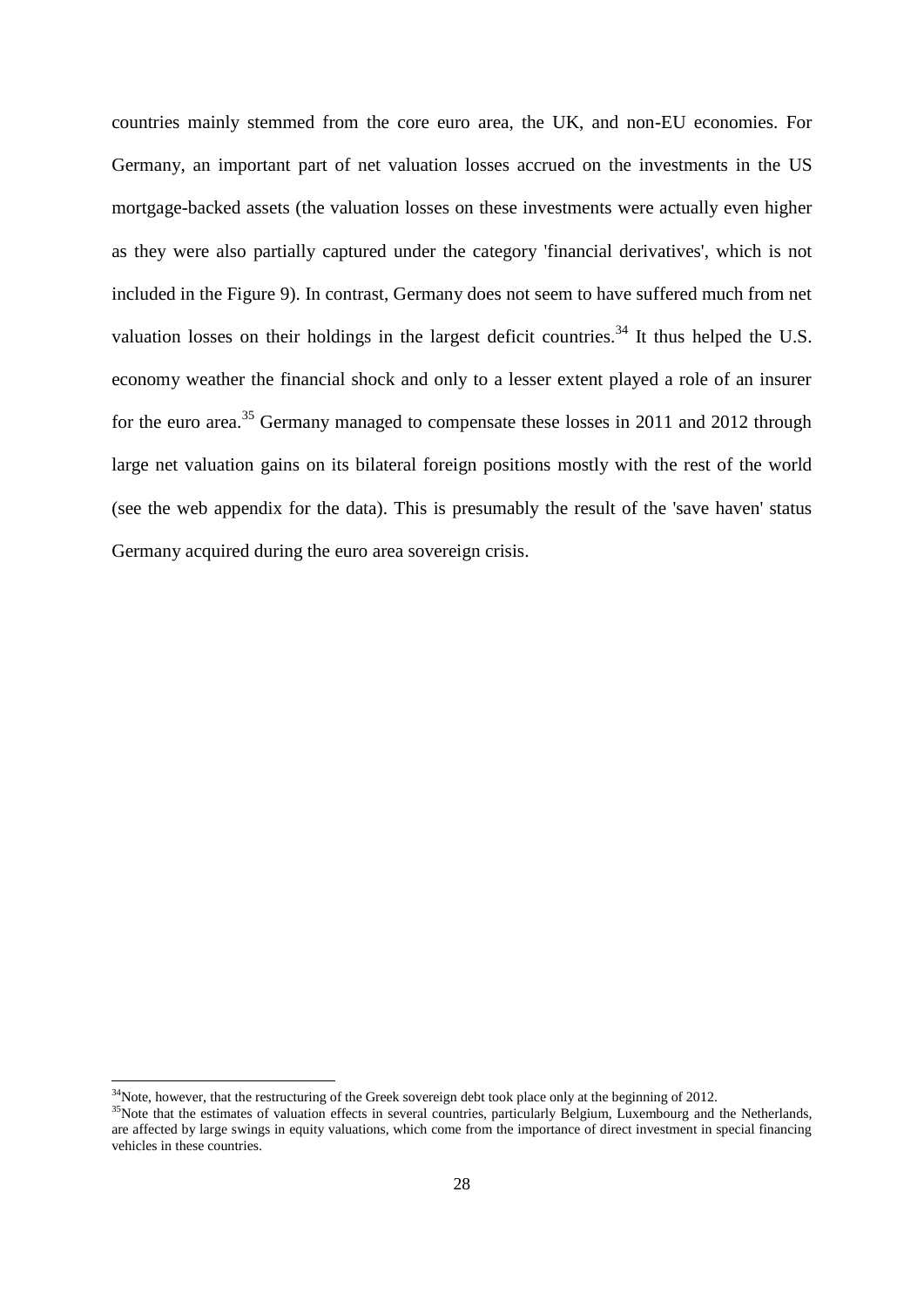countries mainly stemmed from the core euro area, the UK, and non-EU economies. For Germany, an important part of net valuation losses accrued on the investments in the US mortgage-backed assets (the valuation losses on these investments were actually even higher as they were also partially captured under the category 'financial derivatives', which is not included in the Figure 9). In contrast, Germany does not seem to have suffered much from net valuation losses on their holdings in the largest deficit countries.[34] It thus helped the U.S. economy weather the financial shock and only to a lesser extent played a role of an insurer for the euro area.[35] Germany managed to compensate these losses in 2011 and 2012 through large net valuation gains on its bilateral foreign positions mostly with the rest of the world (see the web appendix for the data). This is presumably the result of the 'save haven' status Germany acquired during the euro area sovereign crisis.

---

[34]Note, however, that the restructuring of the Greek sovereign debt took place only at the beginning of 2012.

[35]Note that the estimates of valuation effects in several countries, particularly Belgium, Luxembourg and the Netherlands, are affected by large swings in equity valuations, which come from the importance of direct investment in special financing vehicles in these countries.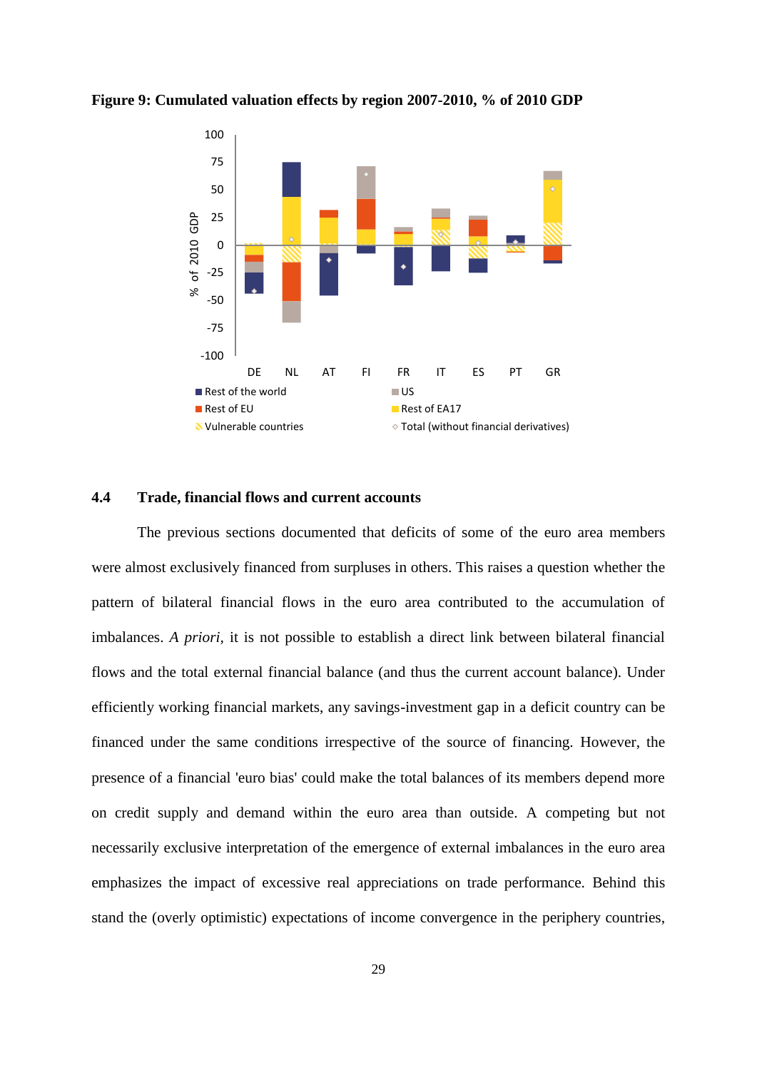**Figure 9: Cumulated valuation effects by region 2007-2010, % of 2010 GDP**

### 4.4 Trade, financial flows and current accounts

The previous sections documented that deficits of some of the euro area members were almost exclusively financed from surpluses in others. This raises a question whether the pattern of bilateral financial flows in the euro area contributed to the accumulation of imbalances. *A priori*, it is not possible to establish a direct link between bilateral financial flows and the total external financial balance (and thus the current account balance). Under efficiently working financial markets, any savings-investment gap in a deficit country can be financed under the same conditions irrespective of the source of financing. However, the presence of a financial 'euro bias' could make the total balances of its members depend more on credit supply and demand within the euro area than outside. A competing but not necessarily exclusive interpretation of the emergence of external imbalances in the euro area emphasizes the impact of excessive real appreciations on trade performance. Behind this stand the (overly optimistic) expectations of income convergence in the periphery countries,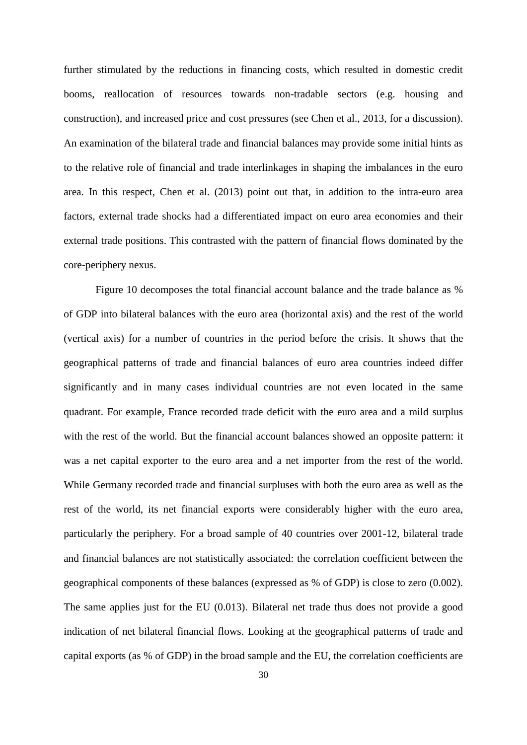further stimulated by the reductions in financing costs, which resulted in domestic credit booms, reallocation of resources towards non-tradable sectors (e.g. housing and construction), and increased price and cost pressures (see Chen et al., 2013, for a discussion). An examination of the bilateral trade and financial balances may provide some initial hints as to the relative role of financial and trade interlinkages in shaping the imbalances in the euro area. In this respect, Chen et al. (2013) point out that, in addition to the intra-euro area factors, external trade shocks had a differentiated impact on euro area economies and their external trade positions. This contrasted with the pattern of financial flows dominated by the core-periphery nexus.

Figure 10 decomposes the total financial account balance and the trade balance as % of GDP into bilateral balances with the euro area (horizontal axis) and the rest of the world (vertical axis) for a number of countries in the period before the crisis. It shows that the geographical patterns of trade and financial balances of euro area countries indeed differ significantly and in many cases individual countries are not even located in the same quadrant. For example, France recorded trade deficit with the euro area and a mild surplus with the rest of the world. But the financial account balances showed an opposite pattern: it was a net capital exporter to the euro area and a net importer from the rest of the world. While Germany recorded trade and financial surpluses with both the euro area as well as the rest of the world, its net financial exports were considerably higher with the euro area, particularly the periphery. For a broad sample of 40 countries over 2001-12, bilateral trade and financial balances are not statistically associated: the correlation coefficient between the geographical components of these balances (expressed as % of GDP) is close to zero (0.002). The same applies just for the EU (0.013). Bilateral net trade thus does not provide a good indication of net bilateral financial flows. Looking at the geographical patterns of trade and capital exports (as % of GDP) in the broad sample and the EU, the correlation coefficients are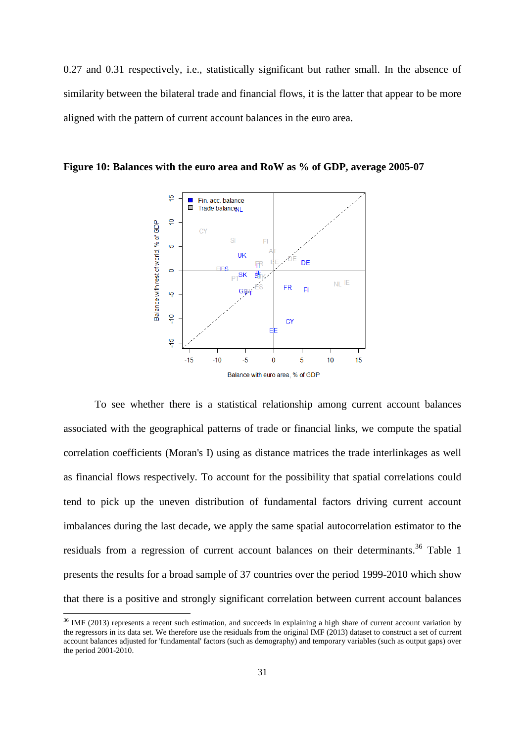0.27 and 0.31 respectively, i.e., statistically significant but rather small. In the absence of similarity between the bilateral trade and financial flows, it is the latter that appear to be more aligned with the pattern of current account balances in the euro area.

**Figure 10: Balances with the euro area and RoW as % of GDP, average 2005-07**

To see whether there is a statistical relationship among current account balances associated with the geographical patterns of trade or financial links, we compute the spatial correlation coefficients (Moran's I) using as distance matrices the trade interlinkages as well as financial flows respectively. To account for the possibility that spatial correlations could tend to pick up the uneven distribution of fundamental factors driving current account imbalances during the last decade, we apply the same spatial autocorrelation estimator to the residuals from a regression of current account balances on their determinants.[36] Table 1 presents the results for a broad sample of 37 countries over the period 1999-2010 which show that there is a positive and strongly significant correlation between current account balances

[36] IMF (2013) represents a recent such estimation, and succeeds in explaining a high share of current account variation by the regressors in its data set. We therefore use the residuals from the original IMF (2013) dataset to construct a set of current account balances adjusted for 'fundamental' factors (such as demography) and temporary variables (such as output gaps) over the period 2001-2010.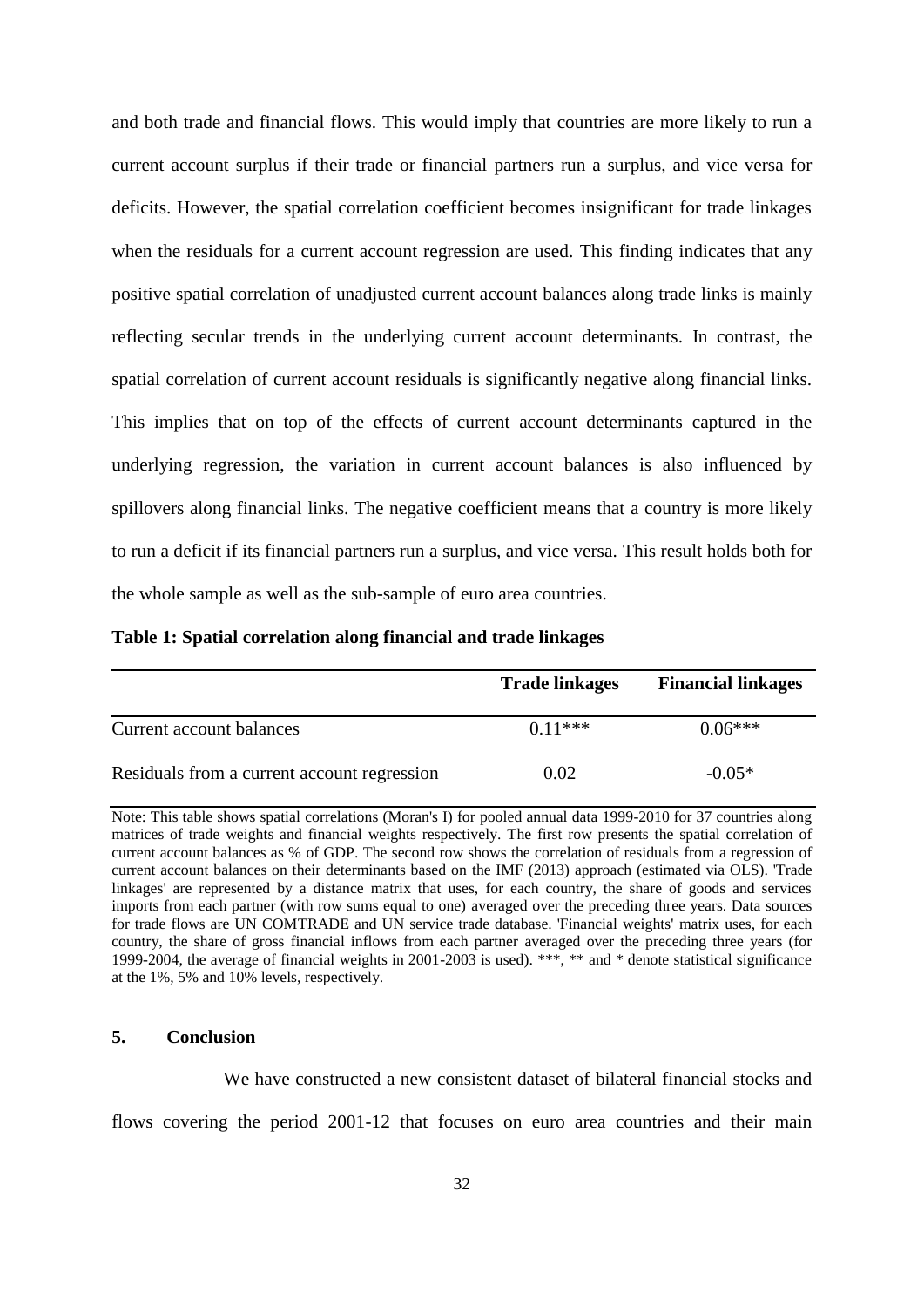and both trade and financial flows. This would imply that countries are more likely to run a current account surplus if their trade or financial partners run a surplus, and vice versa for deficits. However, the spatial correlation coefficient becomes insignificant for trade linkages when the residuals for a current account regression are used. This finding indicates that any positive spatial correlation of unadjusted current account balances along trade links is mainly reflecting secular trends in the underlying current account determinants. In contrast, the spatial correlation of current account residuals is significantly negative along financial links. This implies that on top of the effects of current account determinants captured in the underlying regression, the variation in current account balances is also influenced by spillovers along financial links. The negative coefficient means that a country is more likely to run a deficit if its financial partners run a surplus, and vice versa. This result holds both for the whole sample as well as the sub-sample of euro area countries.

**Table 1: Spatial correlation along financial and trade linkages**

| | Trade linkages | Financial linkages |
|---|---|---|
| Current account balances | 0.11*** | 0.06*** |
| Residuals from a current account regression | 0.02 | -0.05* |

Note: This table shows spatial correlations (Moran's I) for pooled annual data 1999-2010 for 37 countries along matrices of trade weights and financial weights respectively. The first row presents the spatial correlation of current account balances as % of GDP. The second row shows the correlation of residuals from a regression of current account balances on their determinants based on the IMF (2013) approach (estimated via OLS). 'Trade linkages' are represented by a distance matrix that uses, for each country, the share of goods and services imports from each partner (with row sums equal to one) averaged over the preceding three years. Data sources for trade flows are UN COMTRADE and UN service trade database. 'Financial weights' matrix uses, for each country, the share of gross financial inflows from each partner averaged over the preceding three years (for 1999-2004, the average of financial weights in 2001-2003 is used). ***, ** and * denote statistical significance at the 1%, 5% and 10% levels, respectively.

## 5. Conclusion

We have constructed a new consistent dataset of bilateral financial stocks and flows covering the period 2001-12 that focuses on euro area countries and their main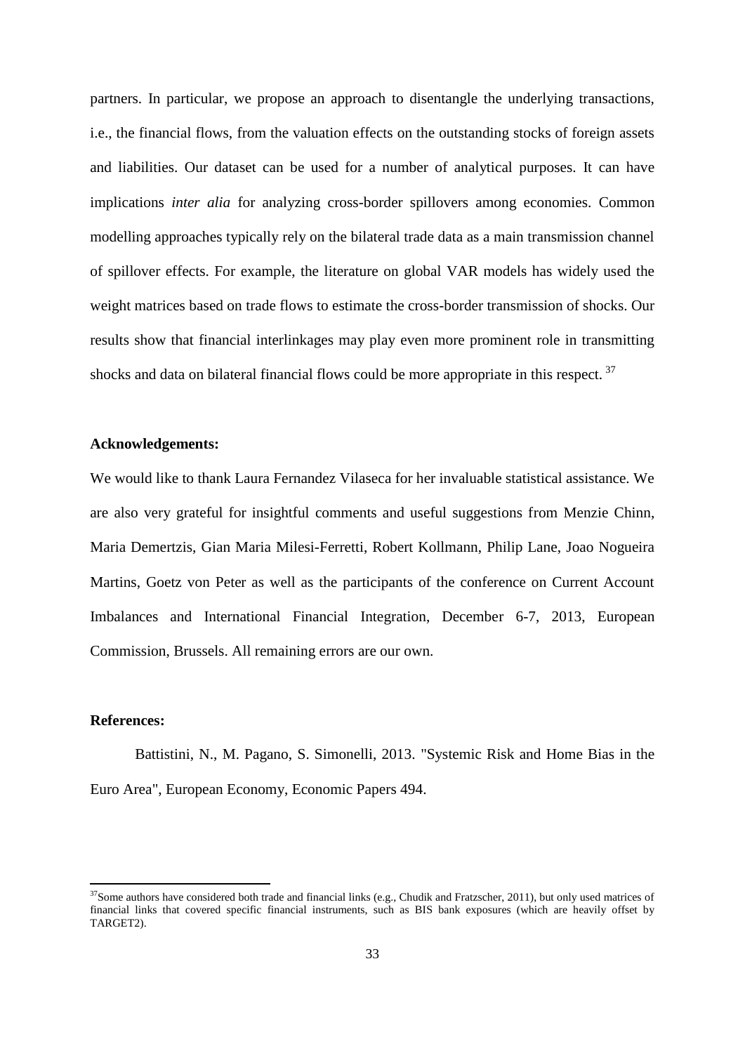partners. In particular, we propose an approach to disentangle the underlying transactions, i.e., the financial flows, from the valuation effects on the outstanding stocks of foreign assets and liabilities. Our dataset can be used for a number of analytical purposes. It can have implications *inter alia* for analyzing cross-border spillovers among economies. Common modelling approaches typically rely on the bilateral trade data as a main transmission channel of spillover effects. For example, the literature on global VAR models has widely used the weight matrices based on trade flows to estimate the cross-border transmission of shocks. Our results show that financial interlinkages may play even more prominent role in transmitting shocks and data on bilateral financial flows could be more appropriate in this respect. [37]

**Acknowledgements:**

We would like to thank Laura Fernandez Vilaseca for her invaluable statistical assistance. We are also very grateful for insightful comments and useful suggestions from Menzie Chinn, Maria Demertzis, Gian Maria Milesi-Ferretti, Robert Kollmann, Philip Lane, Joao Nogueira Martins, Goetz von Peter as well as the participants of the conference on Current Account Imbalances and International Financial Integration, December 6-7, 2013, European Commission, Brussels. All remaining errors are our own.

**References:**

Battistini, N., M. Pagano, S. Simonelli, 2013. "Systemic Risk and Home Bias in the Euro Area", European Economy, Economic Papers 494.

---

[37] Some authors have considered both trade and financial links (e.g., Chudik and Fratzscher, 2011), but only used matrices of financial links that covered specific financial instruments, such as BIS bank exposures (which are heavily offset by TARGET2).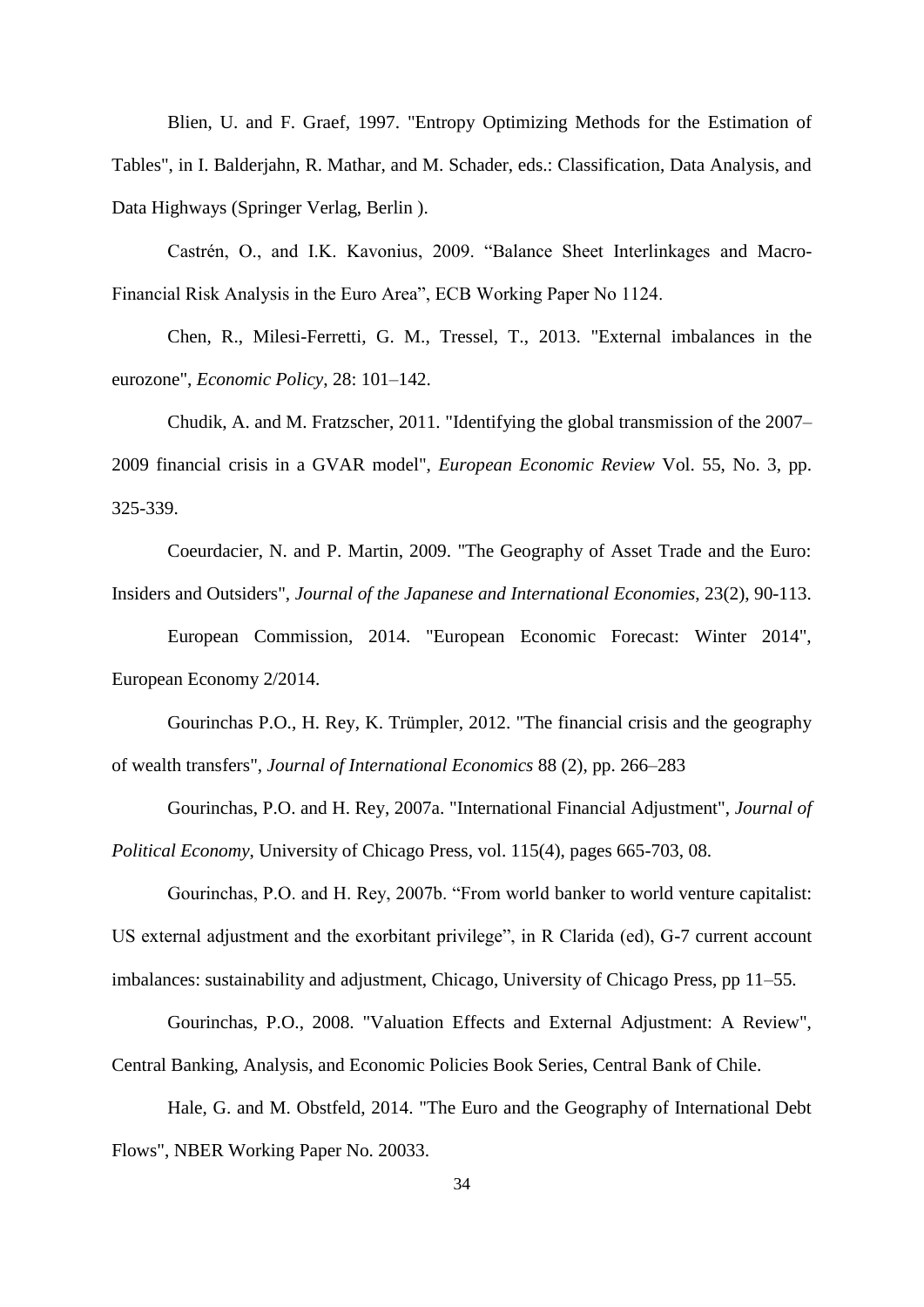Blien, U. and F. Graef, 1997. "Entropy Optimizing Methods for the Estimation of Tables", in I. Balderjahn, R. Mathar, and M. Schader, eds.: Classification, Data Analysis, and Data Highways (Springer Verlag, Berlin ).

Castrén, O., and I.K. Kavonius, 2009. "Balance Sheet Interlinkages and Macro-Financial Risk Analysis in the Euro Area", ECB Working Paper No 1124.

Chen, R., Milesi-Ferretti, G. M., Tressel, T., 2013. "External imbalances in the eurozone", *Economic Policy*, 28: 101–142.

Chudik, A. and M. Fratzscher, 2011. "Identifying the global transmission of the 2007–2009 financial crisis in a GVAR model", *European Economic Review* Vol. 55, No. 3, pp. 325-339.

Coeurdacier, N. and P. Martin, 2009. "The Geography of Asset Trade and the Euro: Insiders and Outsiders", *Journal of the Japanese and International Economies*, 23(2), 90-113.

European Commission, 2014. "European Economic Forecast: Winter 2014", European Economy 2/2014.

Gourinchas P.O., H. Rey, K. Trümpler, 2012. "The financial crisis and the geography of wealth transfers", *Journal of International Economics* 88 (2), pp. 266–283

Gourinchas, P.O. and H. Rey, 2007a. "International Financial Adjustment", *Journal of Political Economy*, University of Chicago Press, vol. 115(4), pages 665-703, 08.

Gourinchas, P.O. and H. Rey, 2007b. "From world banker to world venture capitalist: US external adjustment and the exorbitant privilege", in R Clarida (ed), G-7 current account imbalances: sustainability and adjustment, Chicago, University of Chicago Press, pp 11–55.

Gourinchas, P.O., 2008. "Valuation Effects and External Adjustment: A Review", Central Banking, Analysis, and Economic Policies Book Series, Central Bank of Chile.

Hale, G. and M. Obstfeld, 2014. "The Euro and the Geography of International Debt Flows", NBER Working Paper No. 20033.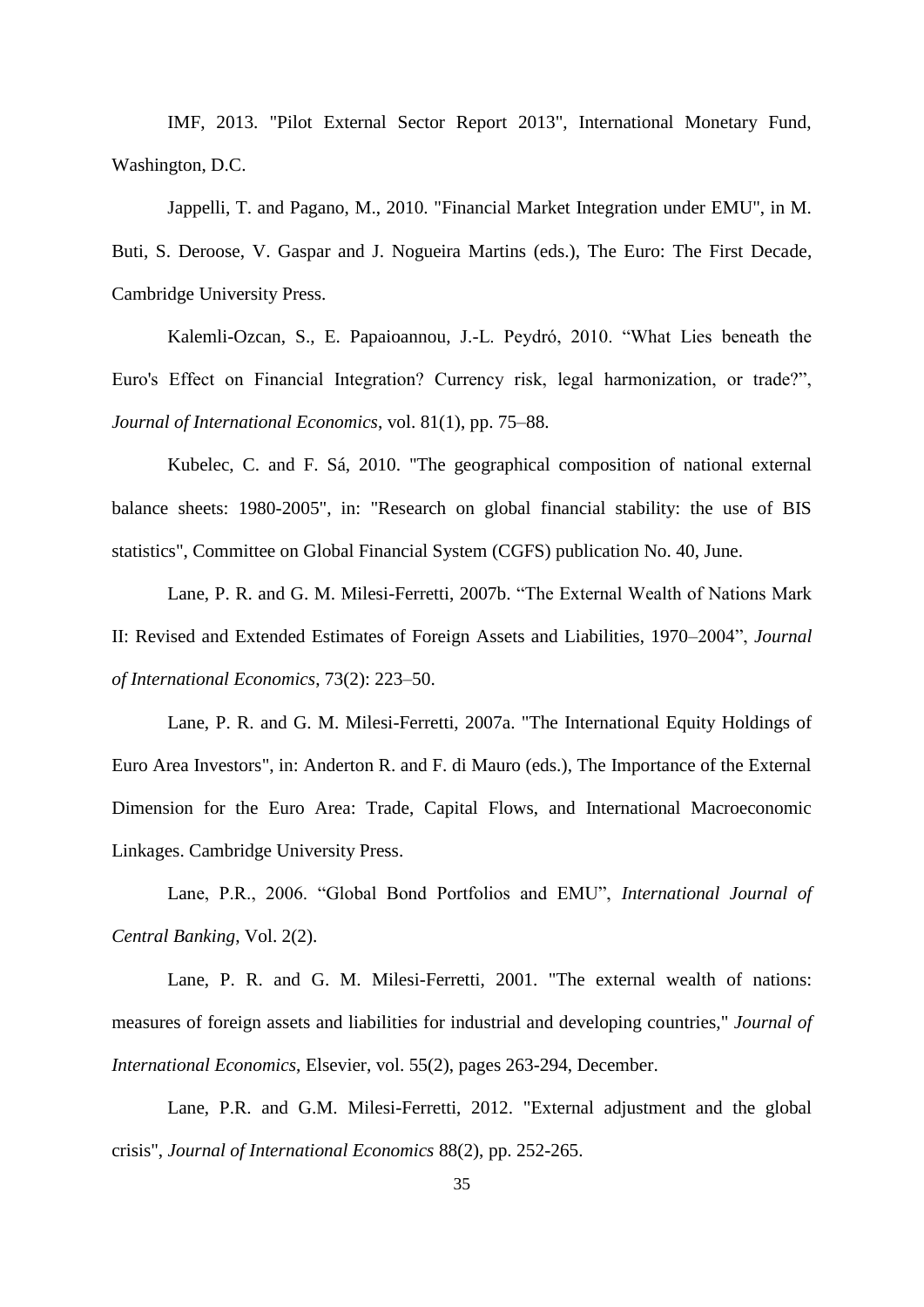IMF, 2013. "Pilot External Sector Report 2013", International Monetary Fund, Washington, D.C.

Jappelli, T. and Pagano, M., 2010. "Financial Market Integration under EMU", in M. Buti, S. Deroose, V. Gaspar and J. Nogueira Martins (eds.), The Euro: The First Decade, Cambridge University Press.

Kalemli-Ozcan, S., E. Papaioannou, J.-L. Peydró, 2010. "What Lies beneath the Euro's Effect on Financial Integration? Currency risk, legal harmonization, or trade?", *Journal of International Economics*, vol. 81(1), pp. 75–88.

Kubelec, C. and F. Sá, 2010. "The geographical composition of national external balance sheets: 1980-2005", in: "Research on global financial stability: the use of BIS statistics", Committee on Global Financial System (CGFS) publication No. 40, June.

Lane, P. R. and G. M. Milesi-Ferretti, 2007b. "The External Wealth of Nations Mark II: Revised and Extended Estimates of Foreign Assets and Liabilities, 1970–2004", *Journal of International Economics*, 73(2): 223–50.

Lane, P. R. and G. M. Milesi-Ferretti, 2007a. "The International Equity Holdings of Euro Area Investors", in: Anderton R. and F. di Mauro (eds.), The Importance of the External Dimension for the Euro Area: Trade, Capital Flows, and International Macroeconomic Linkages. Cambridge University Press.

Lane, P.R., 2006. "Global Bond Portfolios and EMU", *International Journal of Central Banking*, Vol. 2(2).

Lane, P. R. and G. M. Milesi-Ferretti, 2001. "The external wealth of nations: measures of foreign assets and liabilities for industrial and developing countries," *Journal of International Economics*, Elsevier, vol. 55(2), pages 263-294, December.

Lane, P.R. and G.M. Milesi-Ferretti, 2012. "External adjustment and the global crisis", *Journal of International Economics* 88(2), pp. 252-265.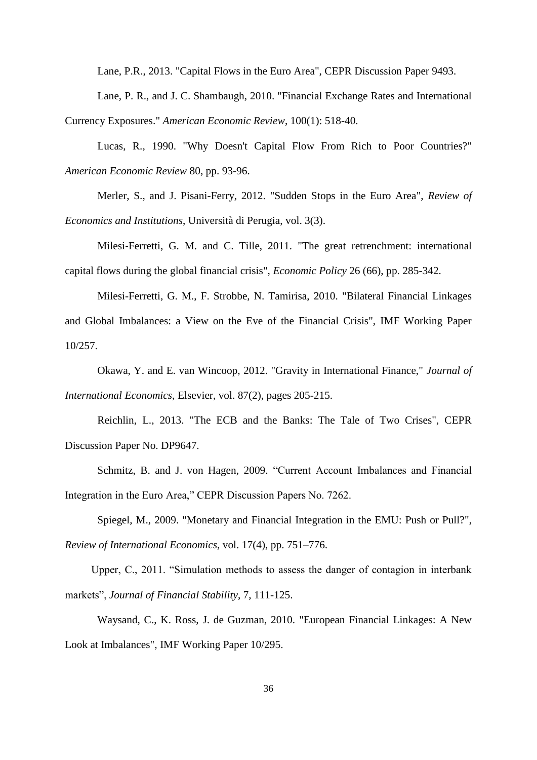Lane, P.R., 2013. "Capital Flows in the Euro Area", CEPR Discussion Paper 9493.

Lane, P. R., and J. C. Shambaugh, 2010. "Financial Exchange Rates and International Currency Exposures." *American Economic Review*, 100(1): 518-40.

Lucas, R., 1990. "Why Doesn't Capital Flow From Rich to Poor Countries?" *American Economic Review* 80, pp. 93-96.

Merler, S., and J. Pisani-Ferry, 2012. "Sudden Stops in the Euro Area", *Review of Economics and Institutions*, Università di Perugia, vol. 3(3).

Milesi-Ferretti, G. M. and C. Tille, 2011. "The great retrenchment: international capital flows during the global financial crisis", *Economic Policy* 26 (66), pp. 285-342.

Milesi-Ferretti, G. M., F. Strobbe, N. Tamirisa, 2010. "Bilateral Financial Linkages and Global Imbalances: a View on the Eve of the Financial Crisis", IMF Working Paper 10/257.

Okawa, Y. and E. van Wincoop, 2012. "Gravity in International Finance," *Journal of International Economics*, Elsevier, vol. 87(2), pages 205-215.

Reichlin, L., 2013. "The ECB and the Banks: The Tale of Two Crises", CEPR Discussion Paper No. DP9647.

Schmitz, B. and J. von Hagen, 2009. "Current Account Imbalances and Financial Integration in the Euro Area," CEPR Discussion Papers No. 7262.

Spiegel, M., 2009. "Monetary and Financial Integration in the EMU: Push or Pull?", *Review of International Economics*, vol. 17(4), pp. 751–776.

Upper, C., 2011. "Simulation methods to assess the danger of contagion in interbank markets", *Journal of Financial Stability*, 7, 111-125.

Waysand, C., K. Ross, J. de Guzman, 2010. "European Financial Linkages: A New Look at Imbalances", IMF Working Paper 10/295.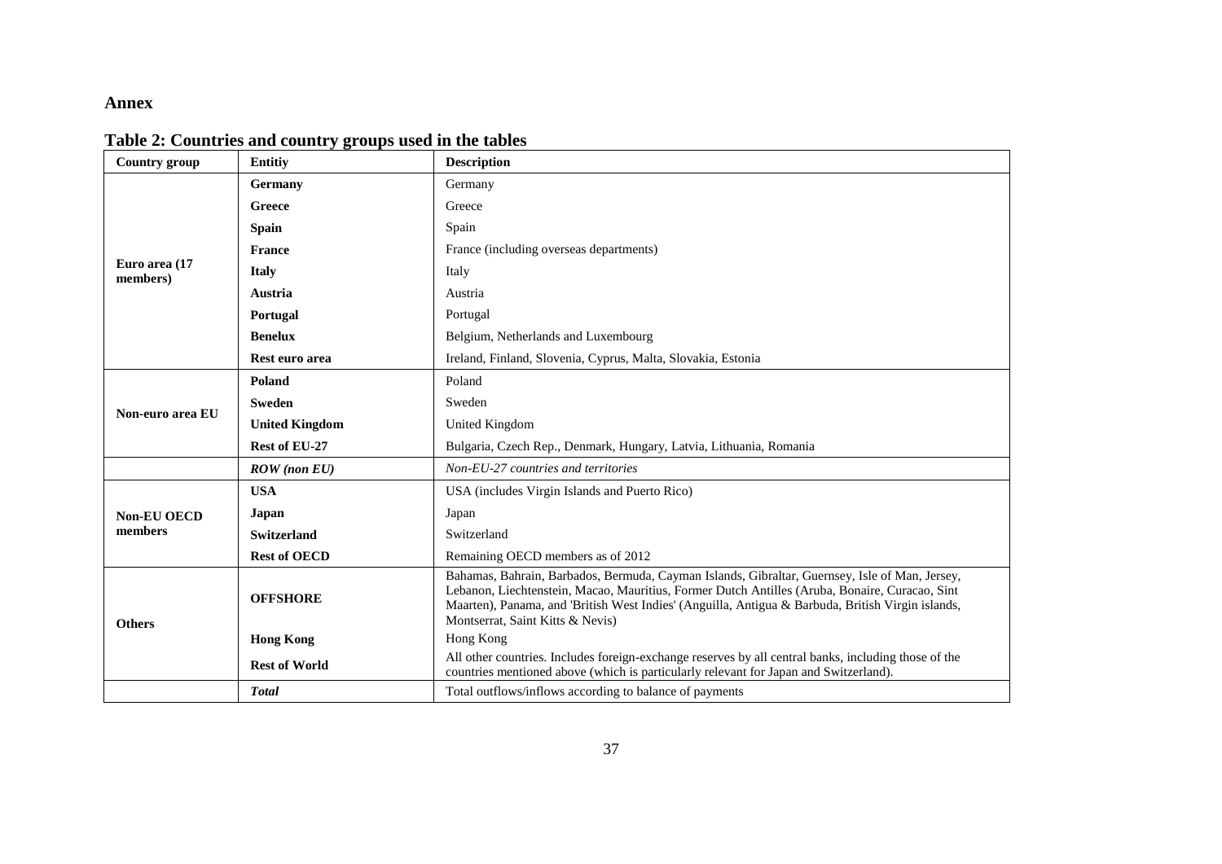## Annex

**Table 2: Countries and country groups used in the tables**

| Country group | Entitiy | Description |
|---|---|---|
| Euro area (17 members) | **Germany** | Germany |
| | **Greece** | Greece |
| | **Spain** | Spain |
| | **France** | France (including overseas departments) |
| | **Italy** | Italy |
| | **Austria** | Austria |
| | **Portugal** | Portugal |
| | **Benelux** | Belgium, Netherlands and Luxembourg |
| | **Rest euro area** | Ireland, Finland, Slovenia, Cyprus, Malta, Slovakia, Estonia |
| Non-euro area EU | **Poland** | Poland |
| | **Sweden** | Sweden |
| | **United Kingdom** | United Kingdom |
| | **Rest of EU-27** | Bulgaria, Czech Rep., Denmark, Hungary, Latvia, Lithuania, Romania |
| | ***ROW (non EU)*** | *Non-EU-27 countries and territories* |
| Non-EU OECD members | **USA** | USA (includes Virgin Islands and Puerto Rico) |
| | **Japan** | Japan |
| | **Switzerland** | Switzerland |
| | **Rest of OECD** | Remaining OECD members as of 2012 |
| Others | **OFFSHORE** | Bahamas, Bahrain, Barbados, Bermuda, Cayman Islands, Gibraltar, Guernsey, Isle of Man, Jersey, Lebanon, Liechtenstein, Macao, Mauritius, Former Dutch Antilles (Aruba, Bonaire, Curacao, Sint Maarten), Panama, and 'British West Indies' (Anguilla, Antigua & Barbuda, British Virgin islands, Montserrat, Saint Kitts & Nevis) |
| | **Hong Kong** | Hong Kong |
| | **Rest of World** | All other countries. Includes foreign-exchange reserves by all central banks, including those of the countries mentioned above (which is particularly relevant for Japan and Switzerland). |
| | ***Total*** | Total outflows/inflows according to balance of payments |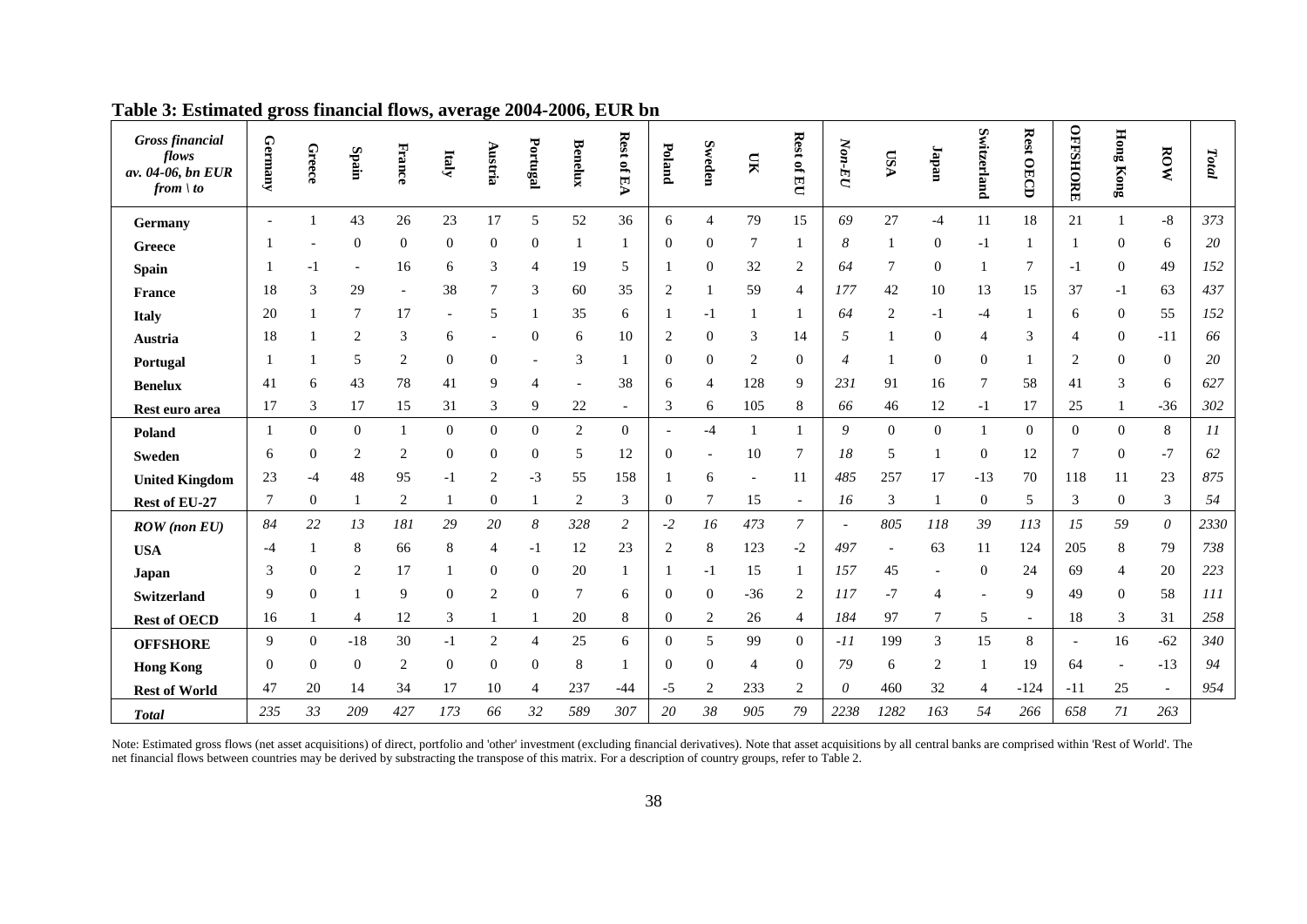## Table 3: Estimated gross financial flows, average 2004-2006, EUR bn

| *Gross financial flows av. 04-06, bn EUR from \ to* | Germany | Greece | Spain | France | Italy | Austria | Portugal | Benelux | Rest of EA | Poland | Sweden | UK | Rest of EU | *Non-EU* | USA | Japan | Switzerland | Rest OECD | OFFSHORE | Hong Kong | ROW | *Total* |
|---|---|---|---|---|---|---|---|---|---|---|---|---|---|---|---|---|---|---|---|---|---|---|
| **Germany** | - | 1 | 43 | 26 | 23 | 17 | 5 | 52 | 36 | 6 | 4 | 79 | 15 | *69* | 27 | -4 | 11 | 18 | 21 | 1 | -8 | *373* |
| **Greece** | 1 | - | 0 | 0 | 0 | 0 | 0 | 1 | 1 | 0 | 0 | 7 | 1 | *8* | 1 | 0 | -1 | 1 | 1 | 0 | 6 | *20* |
| **Spain** | 1 | -1 | - | 16 | 6 | 3 | 4 | 19 | 5 | 1 | 0 | 32 | 2 | *64* | 7 | 0 | 1 | 7 | -1 | 0 | 49 | *152* |
| **France** | 18 | 3 | 29 | - | 38 | 7 | 3 | 60 | 35 | 2 | 1 | 59 | 4 | *177* | 42 | 10 | 13 | 15 | 37 | -1 | 63 | *437* |
| **Italy** | 20 | 1 | 7 | 17 | - | 5 | 1 | 35 | 6 | 1 | -1 | 1 | 1 | *64* | 2 | -1 | -4 | 1 | 6 | 0 | 55 | *152* |
| **Austria** | 18 | 1 | 2 | 3 | 6 | - | 0 | 6 | 10 | 2 | 0 | 3 | 14 | *5* | 1 | 0 | 4 | 3 | 4 | 0 | -11 | *66* |
| **Portugal** | 1 | 1 | 5 | 2 | 0 | 0 | - | 3 | 1 | 0 | 0 | 2 | 0 | *4* | 1 | 0 | 0 | 1 | 2 | 0 | 0 | *20* |
| **Benelux** | 41 | 6 | 43 | 78 | 41 | 9 | 4 | - | 38 | 6 | 4 | 128 | 9 | *231* | 91 | 16 | 7 | 58 | 41 | 3 | 6 | *627* |
| **Rest euro area** | 17 | 3 | 17 | 15 | 31 | 3 | 9 | 22 | - | 3 | 6 | 105 | 8 | *66* | 46 | 12 | -1 | 17 | 25 | 1 | -36 | *302* |
| **Poland** | 1 | 0 | 0 | 1 | 0 | 0 | 0 | 2 | 0 | - | -4 | 1 | 1 | *9* | 0 | 0 | 1 | 0 | 0 | 0 | 8 | *11* |
| **Sweden** | 6 | 0 | 2 | 2 | 0 | 0 | 0 | 5 | 12 | 0 | - | 10 | 7 | *18* | 5 | 1 | 0 | 12 | 7 | 0 | -7 | *62* |
| **United Kingdom** | 23 | -4 | 48 | 95 | -1 | 2 | -3 | 55 | 158 | 1 | 6 | - | 11 | *485* | 257 | 17 | -13 | 70 | 118 | 11 | 23 | *875* |
| **Rest of EU-27** | 7 | 0 | 1 | 2 | 1 | 0 | 1 | 2 | 3 | 0 | 7 | 15 | - | *16* | 3 | 1 | 0 | 5 | 3 | 0 | 3 | *54* |
| ***ROW (non EU)*** | *84* | *22* | *13* | *181* | *29* | *20* | *8* | *328* | *2* | *-2* | *16* | *473* | *7* | - | *805* | *118* | *39* | *113* | *15* | *59* | *0* | *2330* |
| **USA** | -4 | 1 | 8 | 66 | 8 | 4 | -1 | 12 | 23 | 2 | 8 | 123 | -2 | *497* | - | 63 | 11 | 124 | 205 | 8 | 79 | *738* |
| **Japan** | 3 | 0 | 2 | 17 | 1 | 0 | 0 | 20 | 1 | 1 | -1 | 15 | 1 | *157* | 45 | - | 0 | 24 | 69 | 4 | 20 | *223* |
| **Switzerland** | 9 | 0 | 1 | 9 | 0 | 2 | 0 | 7 | 6 | 0 | 0 | -36 | 2 | *117* | -7 | 4 | - | 9 | 49 | 0 | 58 | *111* |
| **Rest of OECD** | 16 | 1 | 4 | 12 | 3 | 1 | 1 | 20 | 8 | 0 | 2 | 26 | 4 | *184* | 97 | 7 | 5 | - | 18 | 3 | 31 | *258* |
| **OFFSHORE** | 9 | 0 | -18 | 30 | -1 | 2 | 4 | 25 | 6 | 0 | 5 | 99 | 0 | *-11* | 199 | 3 | 15 | 8 | - | 16 | -62 | *340* |
| **Hong Kong** | 0 | 0 | 0 | 2 | 0 | 0 | 0 | 8 | 1 | 0 | 0 | 4 | 0 | *79* | 6 | 2 | 1 | 19 | 64 | - | -13 | *94* |
| **Rest of World** | 47 | 20 | 14 | 34 | 17 | 10 | 4 | 237 | -44 | -5 | 2 | 233 | 2 | *0* | 460 | 32 | 4 | -124 | -11 | 25 | - | *954* |
| ***Total*** | *235* | *33* | *209* | *427* | *173* | *66* | *32* | *589* | *307* | *20* | *38* | *905* | *79* | *2238* | *1282* | *163* | *54* | *266* | *658* | *71* | *263* | |

Note: Estimated gross flows (net asset acquisitions) of direct, portfolio and 'other' investment (excluding financial derivatives). Note that asset acquisitions by all central banks are comprised within 'Rest of World'. The net financial flows between countries may be derived by substracting the transpose of this matrix. For a description of country groups, refer to Table 2.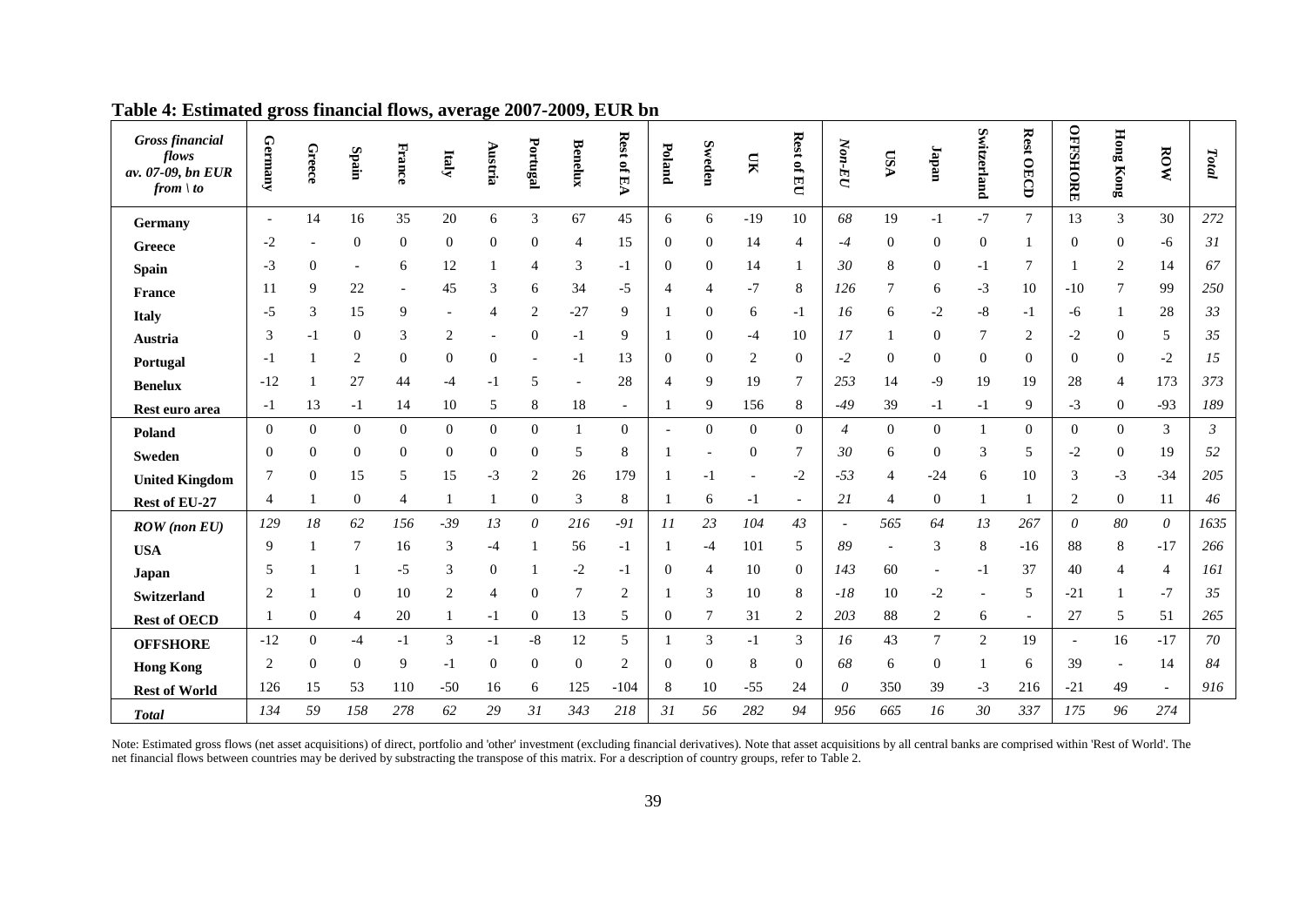## Table 4: Estimated gross financial flows, average 2007-2009, EUR bn

| *Gross financial flows av. 07-09, bn EUR from \ to* | Germany | Greece | Spain | France | Italy | Austria | Portugal | Benelux | Rest of EA | Poland | Sweden | UK | Rest of EU | *Non-EU* | USA | Japan | Switzerland | Rest OECD | OFFSHORE | Hong Kong | ROW | *Total* |
|---|---|---|---|---|---|---|---|---|---|---|---|---|---|---|---|---|---|---|---|---|---|---|
| **Germany** | - | 14 | 16 | 35 | 20 | 6 | 3 | 67 | 45 | 6 | 6 | -19 | 10 | *68* | 19 | -1 | -7 | 7 | 13 | 3 | 30 | *272* |
| **Greece** | -2 | - | 0 | 0 | 0 | 0 | 0 | 4 | 15 | 0 | 0 | 14 | 4 | *-4* | 0 | 0 | 0 | 1 | 0 | 0 | -6 | *31* |
| **Spain** | -3 | 0 | - | 6 | 12 | 1 | 4 | 3 | -1 | 0 | 0 | 14 | 1 | *30* | 8 | 0 | -1 | 7 | 1 | 2 | 14 | *67* |
| **France** | 11 | 9 | 22 | - | 45 | 3 | 6 | 34 | -5 | 4 | 4 | -7 | 8 | *126* | 7 | 6 | -3 | 10 | -10 | 7 | 99 | *250* |
| **Italy** | -5 | 3 | 15 | 9 | - | 4 | 2 | -27 | 9 | 1 | 0 | 6 | -1 | *16* | 6 | -2 | -8 | -1 | -6 | 1 | 28 | *33* |
| **Austria** | 3 | -1 | 0 | 3 | 2 | - | 0 | -1 | 9 | 1 | 0 | -4 | 10 | *17* | 1 | 0 | 7 | 2 | -2 | 0 | 5 | *35* |
| **Portugal** | -1 | 1 | 2 | 0 | 0 | 0 | - | -1 | 13 | 0 | 0 | 2 | 0 | *-2* | 0 | 0 | 0 | 0 | 0 | 0 | -2 | *15* |
| **Benelux** | -12 | 1 | 27 | 44 | -4 | -1 | 5 | - | 28 | 4 | 9 | 19 | 7 | *253* | 14 | -9 | 19 | 19 | 28 | 4 | 173 | *373* |
| **Rest euro area** | -1 | 13 | -1 | 14 | 10 | 5 | 8 | 18 | - | 1 | 9 | 156 | 8 | *-49* | 39 | -1 | -1 | 9 | -3 | 0 | -93 | *189* |
| **Poland** | 0 | 0 | 0 | 0 | 0 | 0 | 0 | 1 | 0 | - | 0 | 0 | 0 | *4* | 0 | 0 | 1 | 0 | 0 | 0 | 3 | *3* |
| **Sweden** | 0 | 0 | 0 | 0 | 0 | 0 | 0 | 5 | 8 | 1 | - | 0 | 7 | *30* | 6 | 0 | 3 | 5 | -2 | 0 | 19 | *52* |
| **United Kingdom** | 7 | 0 | 15 | 5 | 15 | -3 | 2 | 26 | 179 | 1 | -1 | - | -2 | *-53* | 4 | -24 | 6 | 10 | 3 | -3 | -34 | *205* |
| **Rest of EU-27** | 4 | 1 | 0 | 4 | 1 | 1 | 0 | 3 | 8 | 1 | 6 | -1 | - | *21* | 4 | 0 | 1 | 1 | 2 | 0 | 11 | *46* |
| ***ROW (non EU)*** | *129* | *18* | *62* | *156* | *-39* | *13* | *0* | *216* | *-91* | *11* | *23* | *104* | *43* | - | *565* | *64* | *13* | *267* | *0* | *80* | *0* | *1635* |
| **USA** | 9 | 1 | 7 | 16 | 3 | -4 | 1 | 56 | -1 | 1 | -4 | 101 | 5 | *89* | - | 3 | 8 | -16 | 88 | 8 | -17 | *266* |
| **Japan** | 5 | 1 | 1 | -5 | 3 | 0 | 1 | -2 | -1 | 0 | 4 | 10 | 0 | *143* | 60 | - | -1 | 37 | 40 | 4 | 4 | *161* |
| **Switzerland** | 2 | 1 | 0 | 10 | 2 | 4 | 0 | 7 | 2 | 1 | 3 | 10 | 8 | *-18* | 10 | -2 | - | 5 | -21 | 1 | -7 | *35* |
| **Rest of OECD** | 1 | 0 | 4 | 20 | 1 | -1 | 0 | 13 | 5 | 0 | 7 | 31 | 2 | *203* | 88 | 2 | 6 | - | 27 | 5 | 51 | *265* |
| **OFFSHORE** | -12 | 0 | -4 | -1 | 3 | -1 | -8 | 12 | 5 | 1 | 3 | -1 | 3 | *16* | 43 | 7 | 2 | 19 | - | 16 | -17 | *70* |
| **Hong Kong** | 2 | 0 | 0 | 9 | -1 | 0 | 0 | 0 | 2 | 0 | 0 | 8 | 0 | *68* | 6 | 0 | 1 | 6 | 39 | - | 14 | *84* |
| **Rest of World** | 126 | 15 | 53 | 110 | -50 | 16 | 6 | 125 | -104 | 8 | 10 | -55 | 24 | *0* | 350 | 39 | -3 | 216 | -21 | 49 | - | *916* |
| ***Total*** | *134* | *59* | *158* | *278* | *62* | *29* | *31* | *343* | *218* | *31* | *56* | *282* | *94* | *956* | *665* | *16* | *30* | *337* | *175* | *96* | *274* | |

Note: Estimated gross flows (net asset acquisitions) of direct, portfolio and 'other' investment (excluding financial derivatives). Note that asset acquisitions by all central banks are comprised within 'Rest of World'. The net financial flows between countries may be derived by substracting the transpose of this matrix. For a description of country groups, refer to Table 2.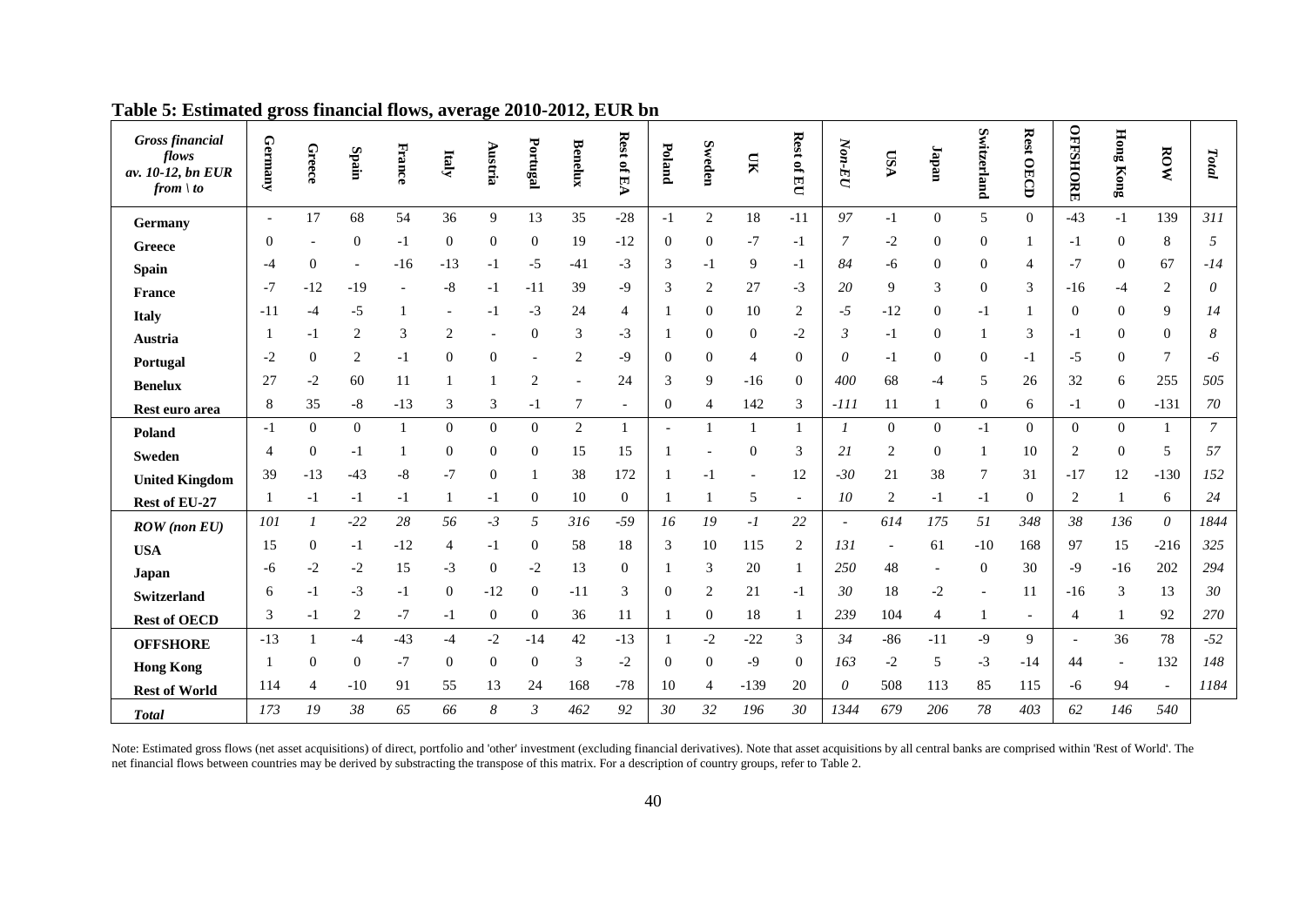## Table 5: Estimated gross financial flows, average 2010-2012, EUR bn

| *Gross financial flows av. 10-12, bn EUR from \ to* | Germany | Greece | Spain | France | Italy | Austria | Portugal | Benelux | Rest of EA | Poland | Sweden | UK | Rest of EU | *Non-EU* | USA | Japan | Switzerland | Rest OECD | OFFSHORE | Hong Kong | ROW | *Total* |
|---|---|---|---|---|---|---|---|---|---|---|---|---|---|---|---|---|---|---|---|---|---|---|
| **Germany** | - | 17 | 68 | 54 | 36 | 9 | 13 | 35 | -28 | -1 | 2 | 18 | -11 | *97* | -1 | 0 | 5 | 0 | -43 | -1 | 139 | *311* |
| **Greece** | 0 | - | 0 | -1 | 0 | 0 | 0 | 19 | -12 | 0 | 0 | -7 | -1 | *7* | -2 | 0 | 0 | 1 | -1 | 0 | 8 | *5* |
| **Spain** | -4 | 0 | - | -16 | -13 | -1 | -5 | -41 | -3 | 3 | -1 | 9 | -1 | *84* | -6 | 0 | 0 | 4 | -7 | 0 | 67 | *-14* |
| **France** | -7 | -12 | -19 | - | -8 | -1 | -11 | 39 | -9 | 3 | 2 | 27 | -3 | *20* | 9 | 3 | 0 | 3 | -16 | -4 | 2 | *0* |
| **Italy** | -11 | -4 | -5 | 1 | - | -1 | -3 | 24 | 4 | 1 | 0 | 10 | 2 | *-5* | -12 | 0 | -1 | 1 | 0 | 0 | 9 | *14* |
| **Austria** | 1 | -1 | 2 | 3 | 2 | - | 0 | 3 | -3 | 1 | 0 | 0 | -2 | *3* | -1 | 0 | 1 | 3 | -1 | 0 | 0 | *8* |
| **Portugal** | -2 | 0 | 2 | -1 | 0 | 0 | - | 2 | -9 | 0 | 0 | 4 | 0 | *0* | -1 | 0 | 0 | -1 | -5 | 0 | 7 | *-6* |
| **Benelux** | 27 | -2 | 60 | 11 | 1 | 1 | 2 | - | 24 | 3 | 9 | -16 | 0 | *400* | 68 | -4 | 5 | 26 | 32 | 6 | 255 | *505* |
| **Rest euro area** | 8 | 35 | -8 | -13 | 3 | 3 | -1 | 7 | - | 0 | 4 | 142 | 3 | *-111* | 11 | 1 | 0 | 6 | -1 | 0 | -131 | *70* |
| **Poland** | -1 | 0 | 0 | 1 | 0 | 0 | 0 | 2 | 1 | - | 1 | 1 | 1 | *1* | 0 | 0 | -1 | 0 | 0 | 0 | 1 | *7* |
| **Sweden** | 4 | 0 | -1 | 1 | 0 | 0 | 0 | 15 | 15 | 1 | - | 0 | 3 | *21* | 2 | 0 | 1 | 10 | 2 | 0 | 5 | *57* |
| **United Kingdom** | 39 | -13 | -43 | -8 | -7 | 0 | 1 | 38 | 172 | 1 | -1 | - | 12 | *-30* | 21 | 38 | 7 | 31 | -17 | 12 | -130 | *152* |
| **Rest of EU-27** | 1 | -1 | -1 | -1 | 1 | -1 | 0 | 10 | 0 | 1 | 1 | 5 | - | *10* | 2 | -1 | -1 | 0 | 2 | 1 | 6 | *24* |
| ***ROW (non EU)*** | *101* | *1* | *-22* | *28* | *56* | *-3* | *5* | *316* | *-59* | *16* | *19* | *-1* | *22* | - | *614* | *175* | *51* | *348* | *38* | *136* | *0* | *1844* |
| **USA** | 15 | 0 | -1 | -12 | 4 | -1 | 0 | 58 | 18 | 3 | 10 | 115 | 2 | *131* | - | 61 | -10 | 168 | 97 | 15 | -216 | *325* |
| **Japan** | -6 | -2 | -2 | 15 | -3 | 0 | -2 | 13 | 0 | 1 | 3 | 20 | 1 | *250* | 48 | - | 0 | 30 | -9 | -16 | 202 | *294* |
| **Switzerland** | 6 | -1 | -3 | -1 | 0 | -12 | 0 | -11 | 3 | 0 | 2 | 21 | -1 | *30* | 18 | -2 | - | 11 | -16 | 3 | 13 | *30* |
| **Rest of OECD** | 3 | -1 | 2 | -7 | -1 | 0 | 0 | 36 | 11 | 1 | 0 | 18 | 1 | *239* | 104 | 4 | 1 | - | 4 | 1 | 92 | *270* |
| **OFFSHORE** | -13 | 1 | -4 | -43 | -4 | -2 | -14 | 42 | -13 | 1 | -2 | -22 | 3 | *34* | -86 | -11 | -9 | 9 | - | 36 | 78 | *-52* |
| **Hong Kong** | 1 | 0 | 0 | -7 | 0 | 0 | 0 | 3 | -2 | 0 | 0 | -9 | 0 | *163* | -2 | 5 | -3 | -14 | 44 | - | 132 | *148* |
| **Rest of World** | 114 | 4 | -10 | 91 | 55 | 13 | 24 | 168 | -78 | 10 | 4 | -139 | 20 | *0* | 508 | 113 | 85 | 115 | -6 | 94 | - | *1184* |
| ***Total*** | *173* | *19* | *38* | *65* | *66* | *8* | *3* | *462* | *92* | *30* | *32* | *196* | *30* | *1344* | *679* | *206* | *78* | *403* | *62* | *146* | *540* | |

Note: Estimated gross flows (net asset acquisitions) of direct, portfolio and 'other' investment (excluding financial derivatives). Note that asset acquisitions by all central banks are comprised within 'Rest of World'. The net financial flows between countries may be derived by substracting the transpose of this matrix. For a description of country groups, refer to Table 2.